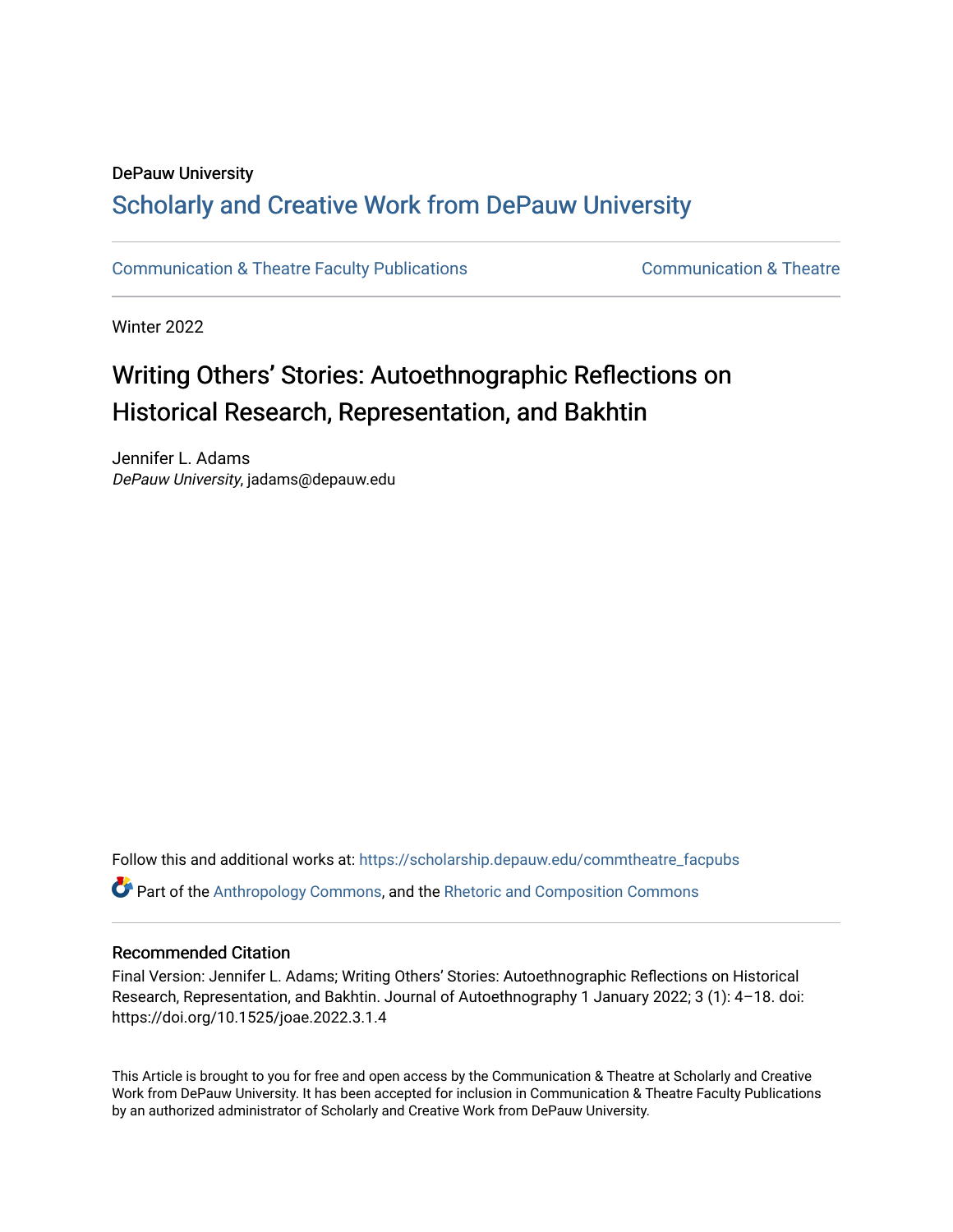DePauw University

# Scholarly and Creative Work from DePauw University

Communication & Theatre Faculty Publications

Communication & Theatre

Winter 2022

## Writing Others' Stories: Autoethnographic Reflections on Historical Research, Representation, and Bakhtin

Jennifer L. Adams
*DePauw University*, jadams@depauw.edu

Follow this and additional works at: https://scholarship.depauw.edu/commtheatre_facpubs

Part of the Anthropology Commons, and the Rhetoric and Composition Commons

### Recommended Citation

Final Version: Jennifer L. Adams; Writing Others' Stories: Autoethnographic Reflections on Historical Research, Representation, and Bakhtin. Journal of Autoethnography 1 January 2022; 3 (1): 4–18. doi: https://doi.org/10.1525/joae.2022.3.1.4

This Article is brought to you for free and open access by the Communication & Theatre at Scholarly and Creative Work from DePauw University. It has been accepted for inclusion in Communication & Theatre Faculty Publications by an authorized administrator of Scholarly and Creative Work from DePauw University.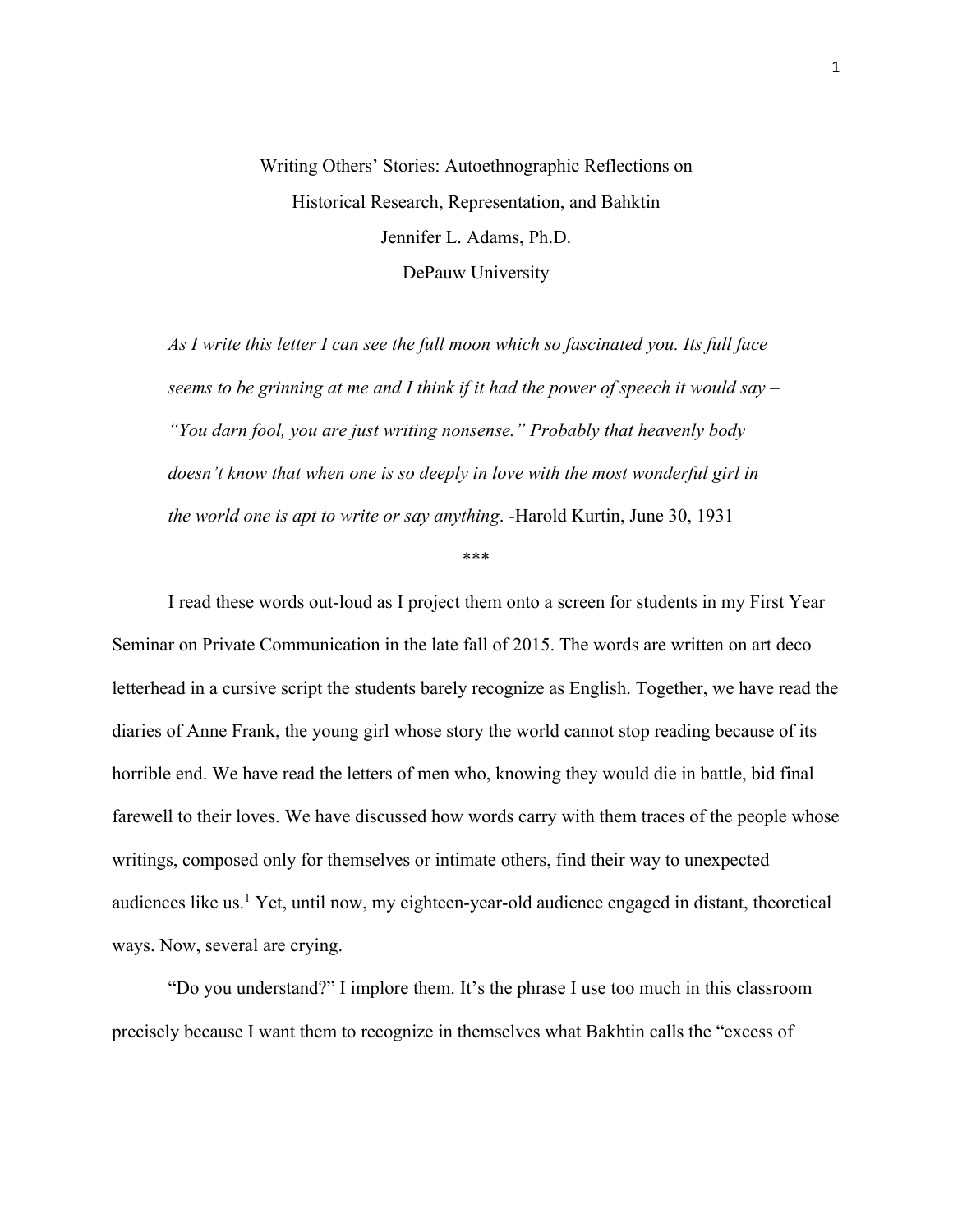Writing Others' Stories: Autoethnographic Reflections on Historical Research, Representation, and Bahktin

Jennifer L. Adams, Ph.D.

DePauw University

> *As I write this letter I can see the full moon which so fascinated you. Its full face seems to be grinning at me and I think if it had the power of speech it would say – "You darn fool, you are just writing nonsense." Probably that heavenly body doesn't know that when one is so deeply in love with the most wonderful girl in the world one is apt to write or say anything*. -Harold Kurtin, June 30, 1931

***

I read these words out-loud as I project them onto a screen for students in my First Year Seminar on Private Communication in the late fall of 2015. The words are written on art deco letterhead in a cursive script the students barely recognize as English. Together, we have read the diaries of Anne Frank, the young girl whose story the world cannot stop reading because of its horrible end. We have read the letters of men who, knowing they would die in battle, bid final farewell to their loves. We have discussed how words carry with them traces of the people whose writings, composed only for themselves or intimate others, find their way to unexpected audiences like us.[1] Yet, until now, my eighteen-year-old audience engaged in distant, theoretical ways. Now, several are crying.

"Do you understand?" I implore them. It's the phrase I use too much in this classroom precisely because I want them to recognize in themselves what Bakhtin calls the "excess of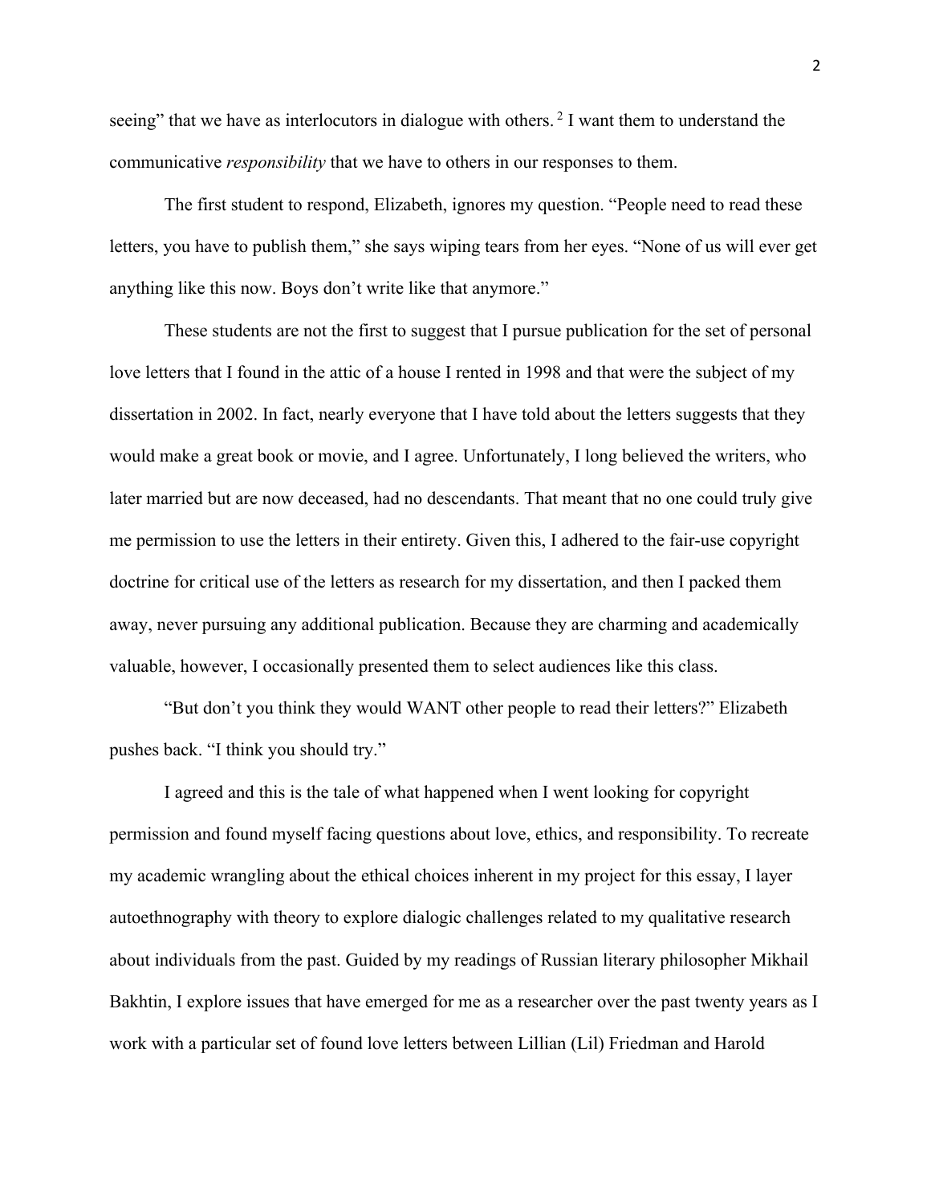seeing" that we have as interlocutors in dialogue with others. [2] I want them to understand the communicative *responsibility* that we have to others in our responses to them.

The first student to respond, Elizabeth, ignores my question. "People need to read these letters, you have to publish them," she says wiping tears from her eyes. "None of us will ever get anything like this now. Boys don't write like that anymore."

These students are not the first to suggest that I pursue publication for the set of personal love letters that I found in the attic of a house I rented in 1998 and that were the subject of my dissertation in 2002. In fact, nearly everyone that I have told about the letters suggests that they would make a great book or movie, and I agree. Unfortunately, I long believed the writers, who later married but are now deceased, had no descendants. That meant that no one could truly give me permission to use the letters in their entirety. Given this, I adhered to the fair-use copyright doctrine for critical use of the letters as research for my dissertation, and then I packed them away, never pursuing any additional publication. Because they are charming and academically valuable, however, I occasionally presented them to select audiences like this class.

"But don't you think they would WANT other people to read their letters?" Elizabeth pushes back. "I think you should try."

I agreed and this is the tale of what happened when I went looking for copyright permission and found myself facing questions about love, ethics, and responsibility. To recreate my academic wrangling about the ethical choices inherent in my project for this essay, I layer autoethnography with theory to explore dialogic challenges related to my qualitative research about individuals from the past. Guided by my readings of Russian literary philosopher Mikhail Bakhtin, I explore issues that have emerged for me as a researcher over the past twenty years as I work with a particular set of found love letters between Lillian (Lil) Friedman and Harold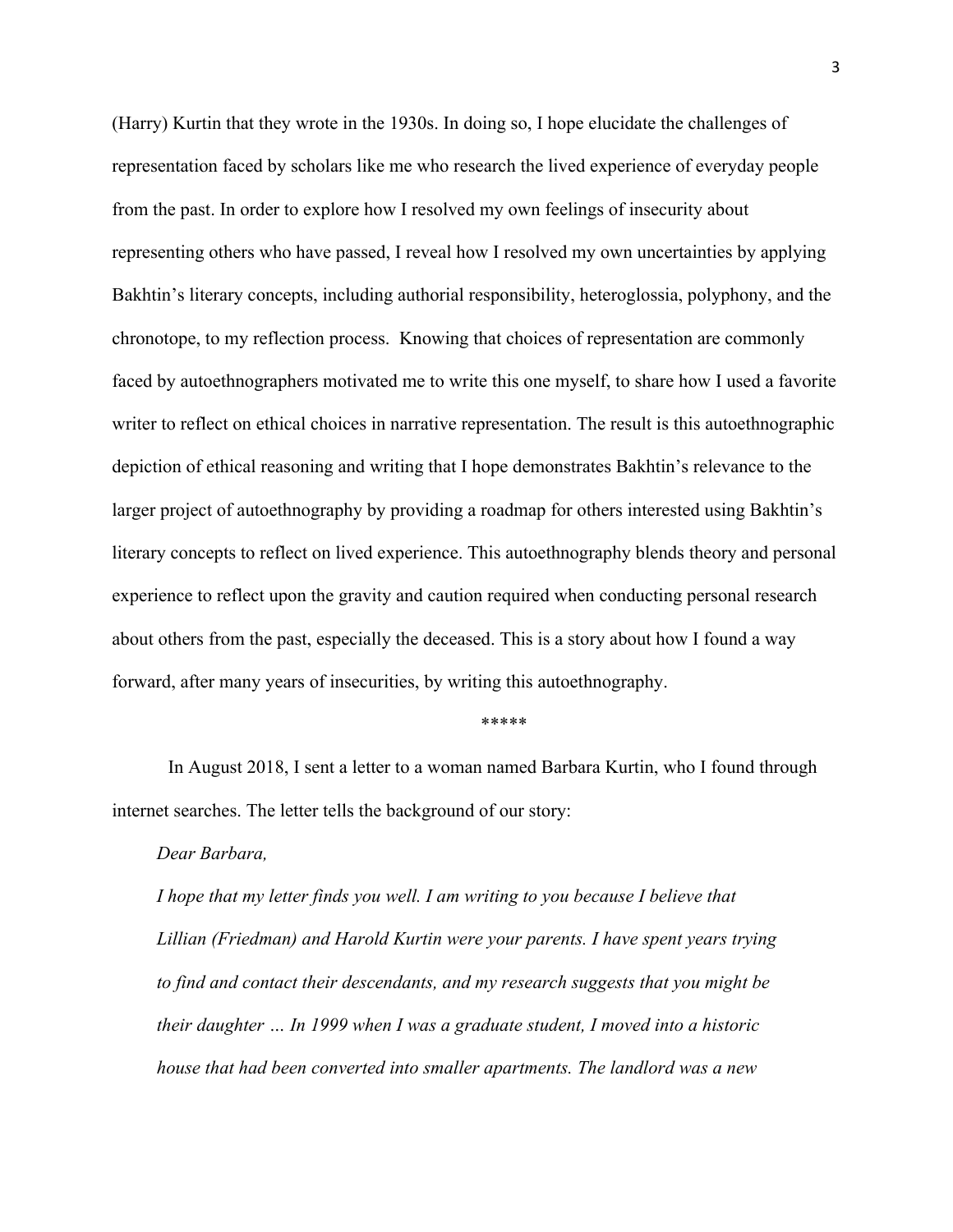(Harry) Kurtin that they wrote in the 1930s. In doing so, I hope elucidate the challenges of representation faced by scholars like me who research the lived experience of everyday people from the past. In order to explore how I resolved my own feelings of insecurity about representing others who have passed, I reveal how I resolved my own uncertainties by applying Bakhtin's literary concepts, including authorial responsibility, heteroglossia, polyphony, and the chronotope, to my reflection process. Knowing that choices of representation are commonly faced by autoethnographers motivated me to write this one myself, to share how I used a favorite writer to reflect on ethical choices in narrative representation. The result is this autoethnographic depiction of ethical reasoning and writing that I hope demonstrates Bakhtin's relevance to the larger project of autoethnography by providing a roadmap for others interested using Bakhtin's literary concepts to reflect on lived experience. This autoethnography blends theory and personal experience to reflect upon the gravity and caution required when conducting personal research about others from the past, especially the deceased. This is a story about how I found a way forward, after many years of insecurities, by writing this autoethnography.

*****

In August 2018, I sent a letter to a woman named Barbara Kurtin, who I found through internet searches. The letter tells the background of our story:

*Dear Barbara,*

*I hope that my letter finds you well. I am writing to you because I believe that Lillian (Friedman) and Harold Kurtin were your parents. I have spent years trying to find and contact their descendants, and my research suggests that you might be their daughter … In 1999 when I was a graduate student, I moved into a historic house that had been converted into smaller apartments. The landlord was a new*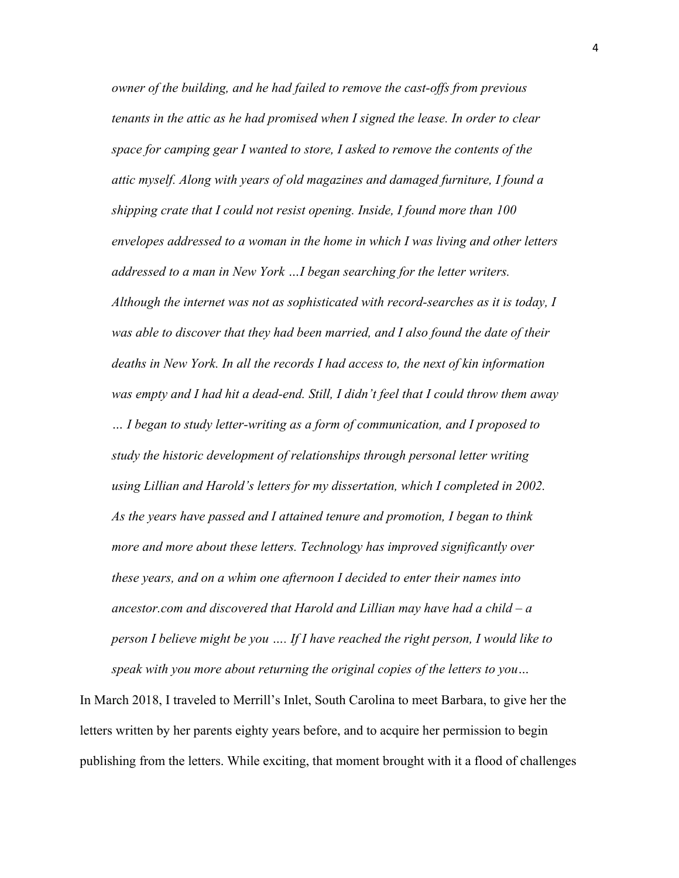> *owner of the building, and he had failed to remove the cast-offs from previous tenants in the attic as he had promised when I signed the lease. In order to clear space for camping gear I wanted to store, I asked to remove the contents of the attic myself. Along with years of old magazines and damaged furniture, I found a shipping crate that I could not resist opening. Inside, I found more than 100 envelopes addressed to a woman in the home in which I was living and other letters addressed to a man in New York …I began searching for the letter writers. Although the internet was not as sophisticated with record-searches as it is today, I was able to discover that they had been married, and I also found the date of their deaths in New York. In all the records I had access to, the next of kin information was empty and I had hit a dead-end. Still, I didn't feel that I could throw them away … I began to study letter-writing as a form of communication, and I proposed to study the historic development of relationships through personal letter writing using Lillian and Harold's letters for my dissertation, which I completed in 2002. As the years have passed and I attained tenure and promotion, I began to think more and more about these letters. Technology has improved significantly over these years, and on a whim one afternoon I decided to enter their names into ancestor.com and discovered that Harold and Lillian may have had a child – a person I believe might be you …. If I have reached the right person, I would like to speak with you more about returning the original copies of the letters to you…*

In March 2018, I traveled to Merrill's Inlet, South Carolina to meet Barbara, to give her the letters written by her parents eighty years before, and to acquire her permission to begin publishing from the letters. While exciting, that moment brought with it a flood of challenges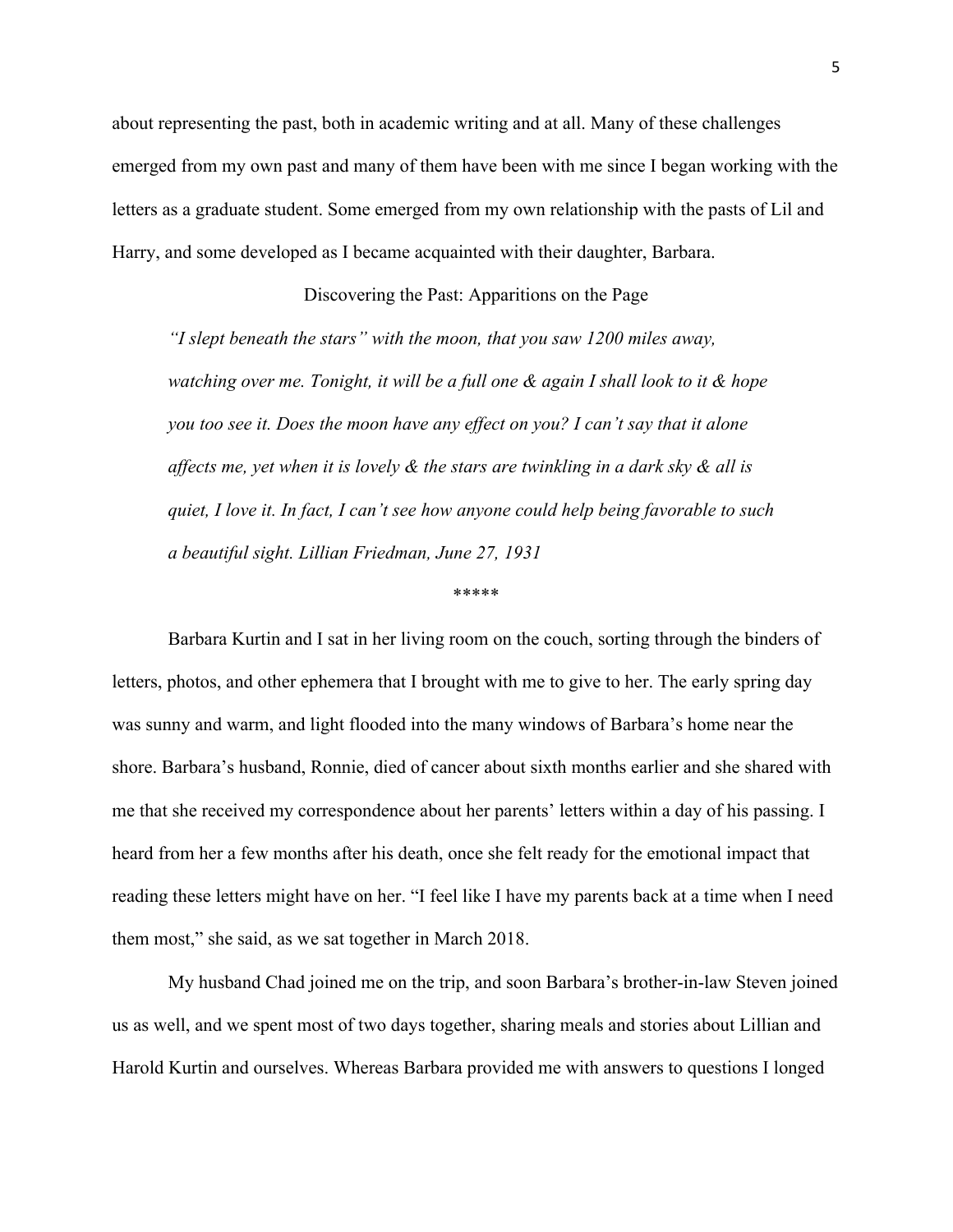about representing the past, both in academic writing and at all. Many of these challenges emerged from my own past and many of them have been with me since I began working with the letters as a graduate student. Some emerged from my own relationship with the pasts of Lil and Harry, and some developed as I became acquainted with their daughter, Barbara.

## Discovering the Past: Apparitions on the Page

> *"I slept beneath the stars" with the moon, that you saw 1200 miles away, watching over me. Tonight, it will be a full one & again I shall look to it & hope you too see it. Does the moon have any effect on you? I can't say that it alone affects me, yet when it is lovely & the stars are twinkling in a dark sky & all is quiet, I love it. In fact, I can't see how anyone could help being favorable to such a beautiful sight. Lillian Friedman, June 27, 1931*

*****

Barbara Kurtin and I sat in her living room on the couch, sorting through the binders of letters, photos, and other ephemera that I brought with me to give to her. The early spring day was sunny and warm, and light flooded into the many windows of Barbara's home near the shore. Barbara's husband, Ronnie, died of cancer about sixth months earlier and she shared with me that she received my correspondence about her parents' letters within a day of his passing. I heard from her a few months after his death, once she felt ready for the emotional impact that reading these letters might have on her. "I feel like I have my parents back at a time when I need them most," she said, as we sat together in March 2018.

My husband Chad joined me on the trip, and soon Barbara's brother-in-law Steven joined us as well, and we spent most of two days together, sharing meals and stories about Lillian and Harold Kurtin and ourselves. Whereas Barbara provided me with answers to questions I longed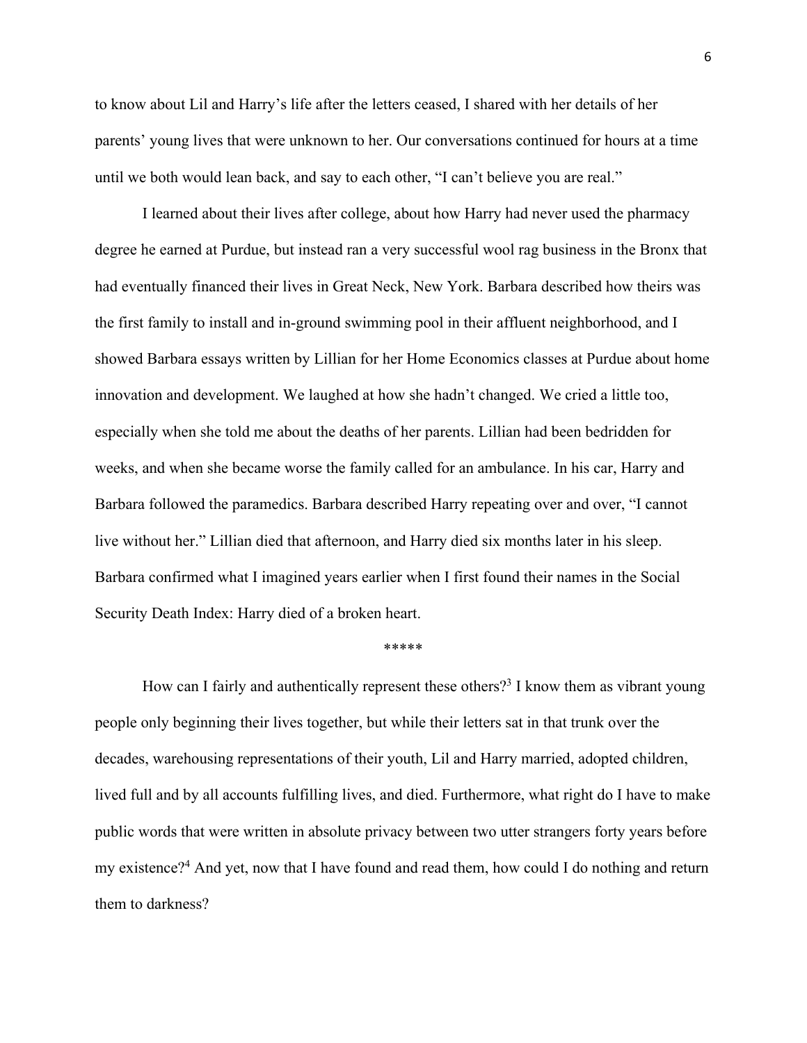to know about Lil and Harry's life after the letters ceased, I shared with her details of her parents' young lives that were unknown to her. Our conversations continued for hours at a time until we both would lean back, and say to each other, "I can't believe you are real."

I learned about their lives after college, about how Harry had never used the pharmacy degree he earned at Purdue, but instead ran a very successful wool rag business in the Bronx that had eventually financed their lives in Great Neck, New York. Barbara described how theirs was the first family to install and in-ground swimming pool in their affluent neighborhood, and I showed Barbara essays written by Lillian for her Home Economics classes at Purdue about home innovation and development. We laughed at how she hadn't changed. We cried a little too, especially when she told me about the deaths of her parents. Lillian had been bedridden for weeks, and when she became worse the family called for an ambulance. In his car, Harry and Barbara followed the paramedics. Barbara described Harry repeating over and over, "I cannot live without her." Lillian died that afternoon, and Harry died six months later in his sleep. Barbara confirmed what I imagined years earlier when I first found their names in the Social Security Death Index: Harry died of a broken heart.

*****

How can I fairly and authentically represent these others?[3] I know them as vibrant young people only beginning their lives together, but while their letters sat in that trunk over the decades, warehousing representations of their youth, Lil and Harry married, adopted children, lived full and by all accounts fulfilling lives, and died. Furthermore, what right do I have to make public words that were written in absolute privacy between two utter strangers forty years before my existence?[4] And yet, now that I have found and read them, how could I do nothing and return them to darkness?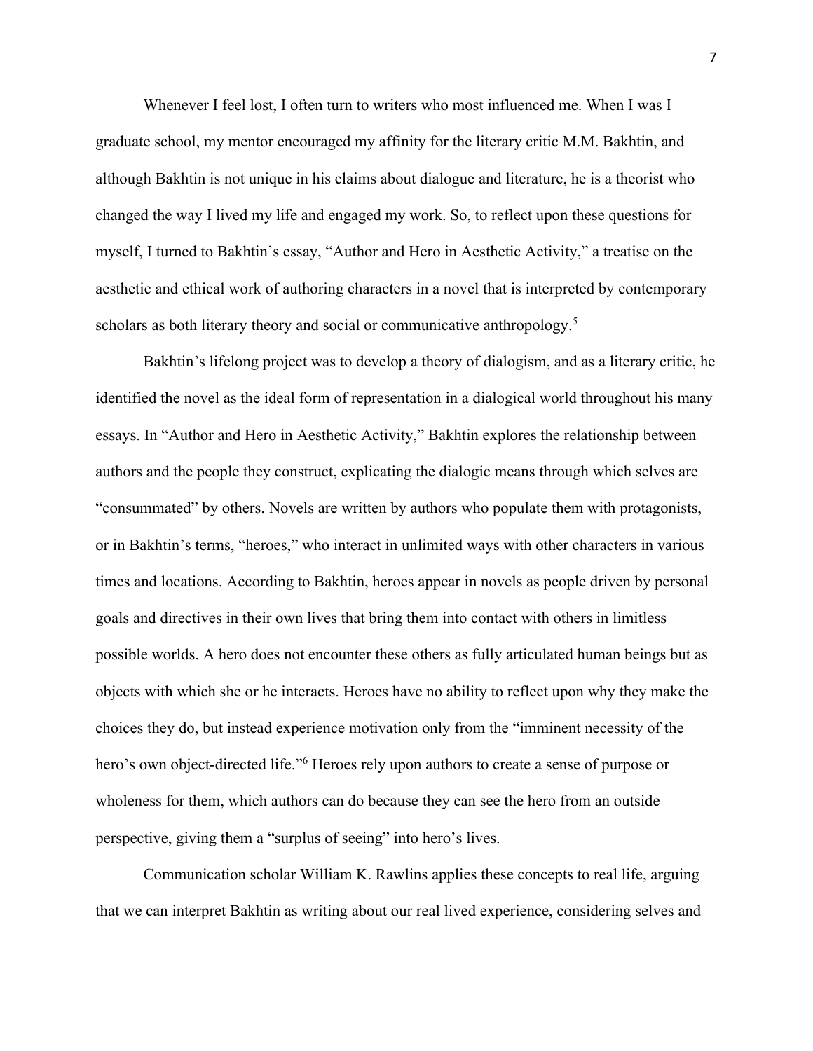Whenever I feel lost, I often turn to writers who most influenced me. When I was I graduate school, my mentor encouraged my affinity for the literary critic M.M. Bakhtin, and although Bakhtin is not unique in his claims about dialogue and literature, he is a theorist who changed the way I lived my life and engaged my work. So, to reflect upon these questions for myself, I turned to Bakhtin's essay, "Author and Hero in Aesthetic Activity," a treatise on the aesthetic and ethical work of authoring characters in a novel that is interpreted by contemporary scholars as both literary theory and social or communicative anthropology.[5]

Bakhtin's lifelong project was to develop a theory of dialogism, and as a literary critic, he identified the novel as the ideal form of representation in a dialogical world throughout his many essays. In "Author and Hero in Aesthetic Activity," Bakhtin explores the relationship between authors and the people they construct, explicating the dialogic means through which selves are "consummated" by others. Novels are written by authors who populate them with protagonists, or in Bakhtin's terms, "heroes," who interact in unlimited ways with other characters in various times and locations. According to Bakhtin, heroes appear in novels as people driven by personal goals and directives in their own lives that bring them into contact with others in limitless possible worlds. A hero does not encounter these others as fully articulated human beings but as objects with which she or he interacts. Heroes have no ability to reflect upon why they make the choices they do, but instead experience motivation only from the "imminent necessity of the hero's own object-directed life."[6] Heroes rely upon authors to create a sense of purpose or wholeness for them, which authors can do because they can see the hero from an outside perspective, giving them a "surplus of seeing" into hero's lives.

Communication scholar William K. Rawlins applies these concepts to real life, arguing that we can interpret Bakhtin as writing about our real lived experience, considering selves and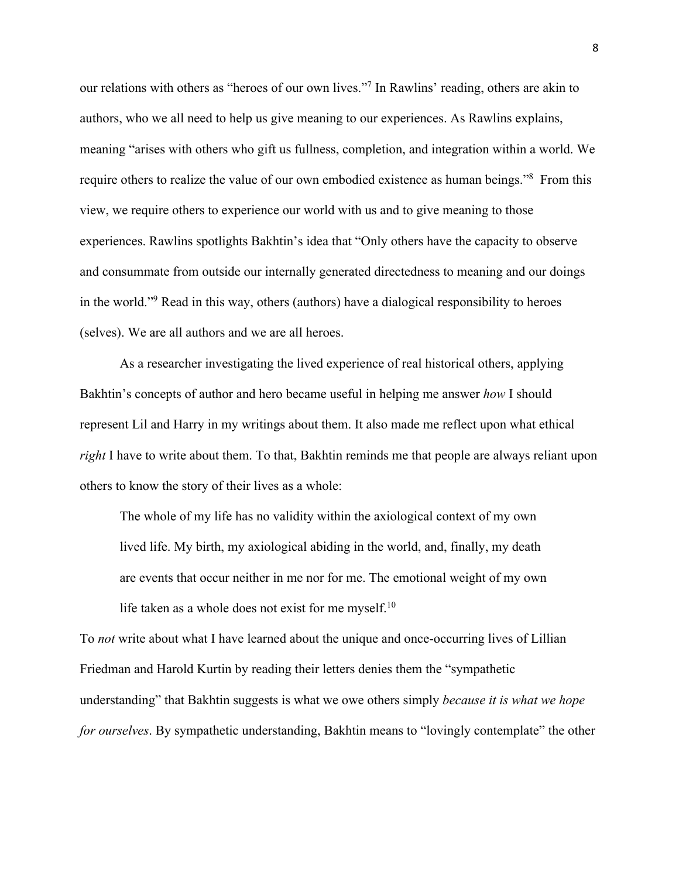our relations with others as "heroes of our own lives."[7] In Rawlins' reading, others are akin to authors, who we all need to help us give meaning to our experiences. As Rawlins explains, meaning "arises with others who gift us fullness, completion, and integration within a world. We require others to realize the value of our own embodied existence as human beings."[8] From this view, we require others to experience our world with us and to give meaning to those experiences. Rawlins spotlights Bakhtin's idea that "Only others have the capacity to observe and consummate from outside our internally generated directedness to meaning and our doings in the world."[9] Read in this way, others (authors) have a dialogical responsibility to heroes (selves). We are all authors and we are all heroes.

As a researcher investigating the lived experience of real historical others, applying Bakhtin's concepts of author and hero became useful in helping me answer *how* I should represent Lil and Harry in my writings about them. It also made me reflect upon what ethical *right* I have to write about them. To that, Bakhtin reminds me that people are always reliant upon others to know the story of their lives as a whole:

> The whole of my life has no validity within the axiological context of my own lived life. My birth, my axiological abiding in the world, and, finally, my death are events that occur neither in me nor for me. The emotional weight of my own life taken as a whole does not exist for me myself.[10]

To *not* write about what I have learned about the unique and once-occurring lives of Lillian Friedman and Harold Kurtin by reading their letters denies them the "sympathetic understanding" that Bakhtin suggests is what we owe others simply *because it is what we hope for ourselves*. By sympathetic understanding, Bakhtin means to "lovingly contemplate" the other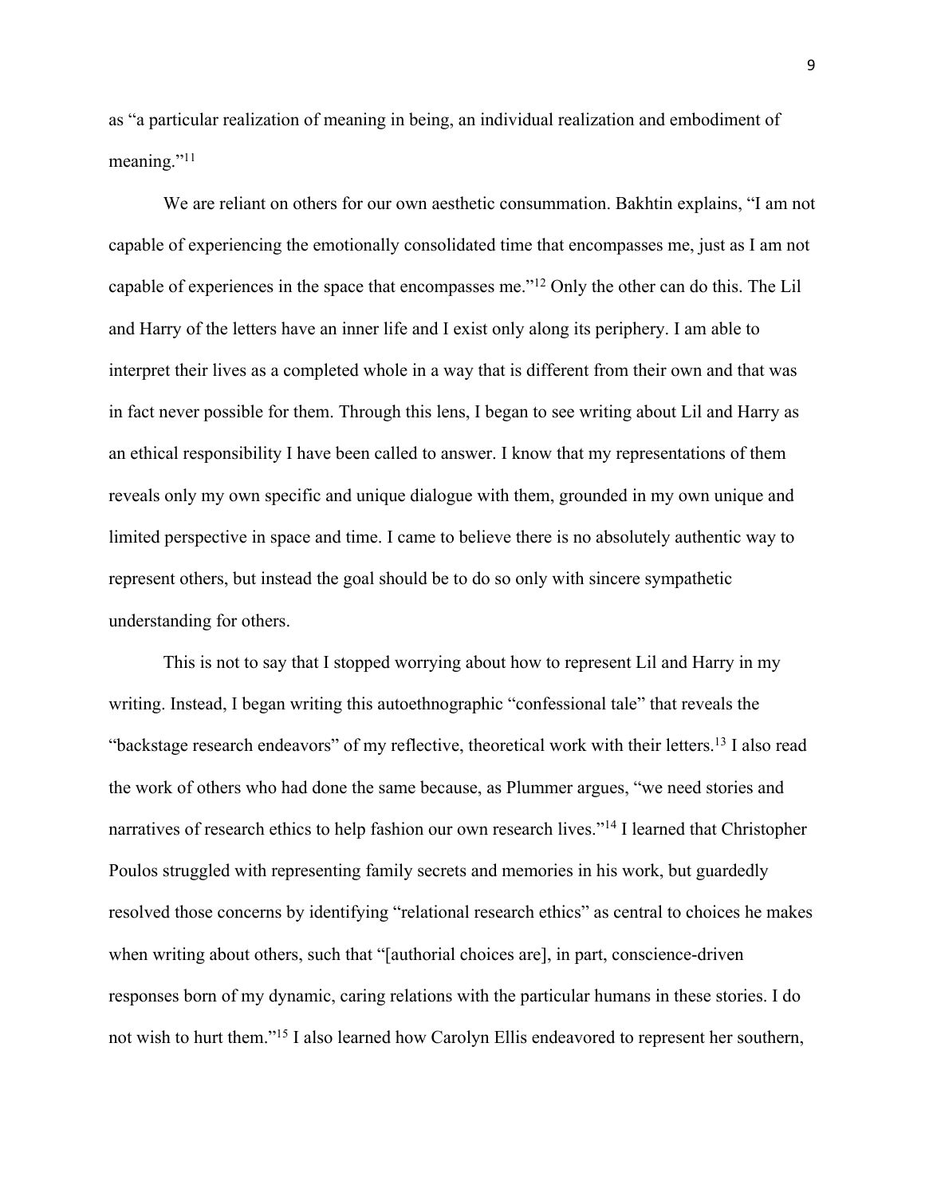as "a particular realization of meaning in being, an individual realization and embodiment of meaning."[11]

We are reliant on others for our own aesthetic consummation. Bakhtin explains, "I am not capable of experiencing the emotionally consolidated time that encompasses me, just as I am not capable of experiences in the space that encompasses me."[12] Only the other can do this. The Lil and Harry of the letters have an inner life and I exist only along its periphery. I am able to interpret their lives as a completed whole in a way that is different from their own and that was in fact never possible for them. Through this lens, I began to see writing about Lil and Harry as an ethical responsibility I have been called to answer. I know that my representations of them reveals only my own specific and unique dialogue with them, grounded in my own unique and limited perspective in space and time. I came to believe there is no absolutely authentic way to represent others, but instead the goal should be to do so only with sincere sympathetic understanding for others.

This is not to say that I stopped worrying about how to represent Lil and Harry in my writing. Instead, I began writing this autoethnographic "confessional tale" that reveals the "backstage research endeavors" of my reflective, theoretical work with their letters.[13] I also read the work of others who had done the same because, as Plummer argues, "we need stories and narratives of research ethics to help fashion our own research lives."[14] I learned that Christopher Poulos struggled with representing family secrets and memories in his work, but guardedly resolved those concerns by identifying "relational research ethics" as central to choices he makes when writing about others, such that "[authorial choices are], in part, conscience-driven responses born of my dynamic, caring relations with the particular humans in these stories. I do not wish to hurt them."[15] I also learned how Carolyn Ellis endeavored to represent her southern,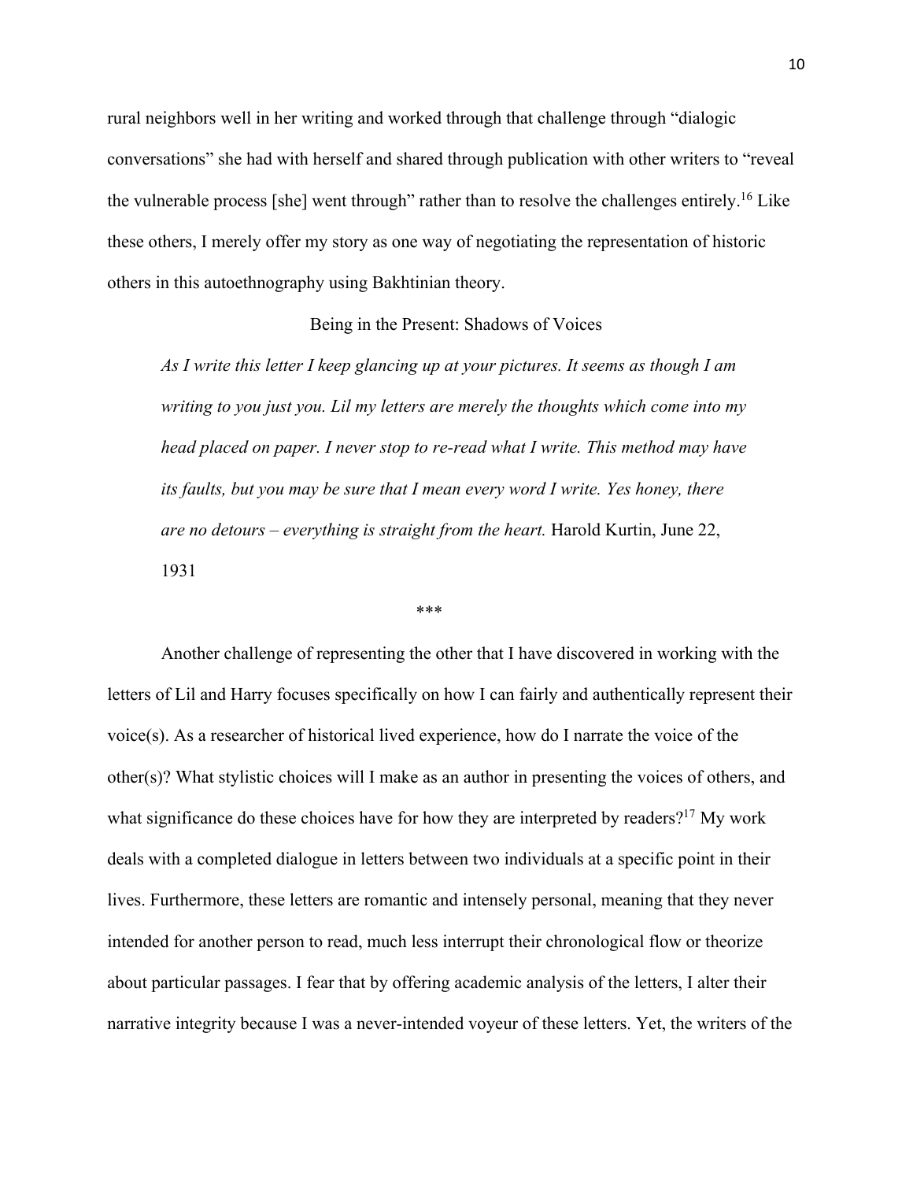rural neighbors well in her writing and worked through that challenge through "dialogic conversations" she had with herself and shared through publication with other writers to "reveal the vulnerable process [she] went through" rather than to resolve the challenges entirely.[16] Like these others, I merely offer my story as one way of negotiating the representation of historic others in this autoethnography using Bakhtinian theory.

## Being in the Present: Shadows of Voices

> *As I write this letter I keep glancing up at your pictures. It seems as though I am writing to you just you. Lil my letters are merely the thoughts which come into my head placed on paper. I never stop to re-read what I write. This method may have its faults, but you may be sure that I mean every word I write. Yes honey, there are no detours – everything is straight from the heart.* Harold Kurtin, June 22, 1931

\*\*\*

Another challenge of representing the other that I have discovered in working with the letters of Lil and Harry focuses specifically on how I can fairly and authentically represent their voice(s). As a researcher of historical lived experience, how do I narrate the voice of the other(s)? What stylistic choices will I make as an author in presenting the voices of others, and what significance do these choices have for how they are interpreted by readers?[17] My work deals with a completed dialogue in letters between two individuals at a specific point in their lives. Furthermore, these letters are romantic and intensely personal, meaning that they never intended for another person to read, much less interrupt their chronological flow or theorize about particular passages. I fear that by offering academic analysis of the letters, I alter their narrative integrity because I was a never-intended voyeur of these letters. Yet, the writers of the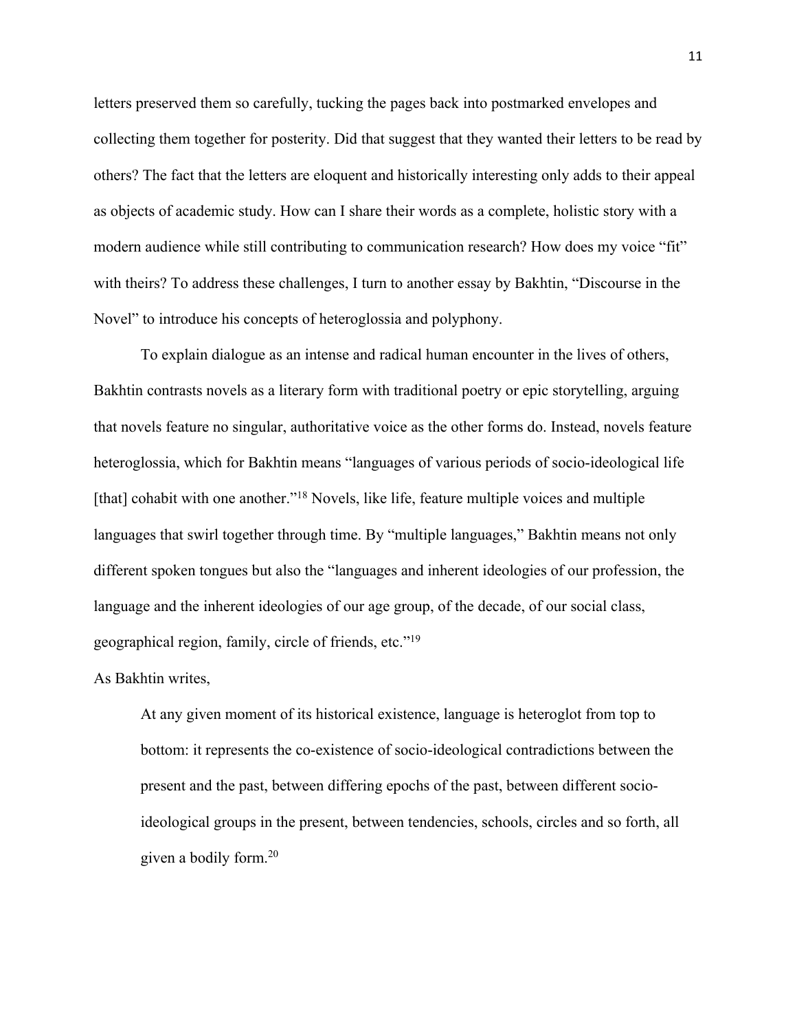letters preserved them so carefully, tucking the pages back into postmarked envelopes and collecting them together for posterity. Did that suggest that they wanted their letters to be read by others? The fact that the letters are eloquent and historically interesting only adds to their appeal as objects of academic study. How can I share their words as a complete, holistic story with a modern audience while still contributing to communication research? How does my voice "fit" with theirs? To address these challenges, I turn to another essay by Bakhtin, "Discourse in the Novel" to introduce his concepts of heteroglossia and polyphony.

To explain dialogue as an intense and radical human encounter in the lives of others, Bakhtin contrasts novels as a literary form with traditional poetry or epic storytelling, arguing that novels feature no singular, authoritative voice as the other forms do. Instead, novels feature heteroglossia, which for Bakhtin means "languages of various periods of socio-ideological life [that] cohabit with one another."[18] Novels, like life, feature multiple voices and multiple languages that swirl together through time. By "multiple languages," Bakhtin means not only different spoken tongues but also the "languages and inherent ideologies of our profession, the language and the inherent ideologies of our age group, of the decade, of our social class, geographical region, family, circle of friends, etc."[19]

As Bakhtin writes,

> At any given moment of its historical existence, language is heteroglot from top to bottom: it represents the co-existence of socio-ideological contradictions between the present and the past, between differing epochs of the past, between different socio-ideological groups in the present, between tendencies, schools, circles and so forth, all given a bodily form.[20]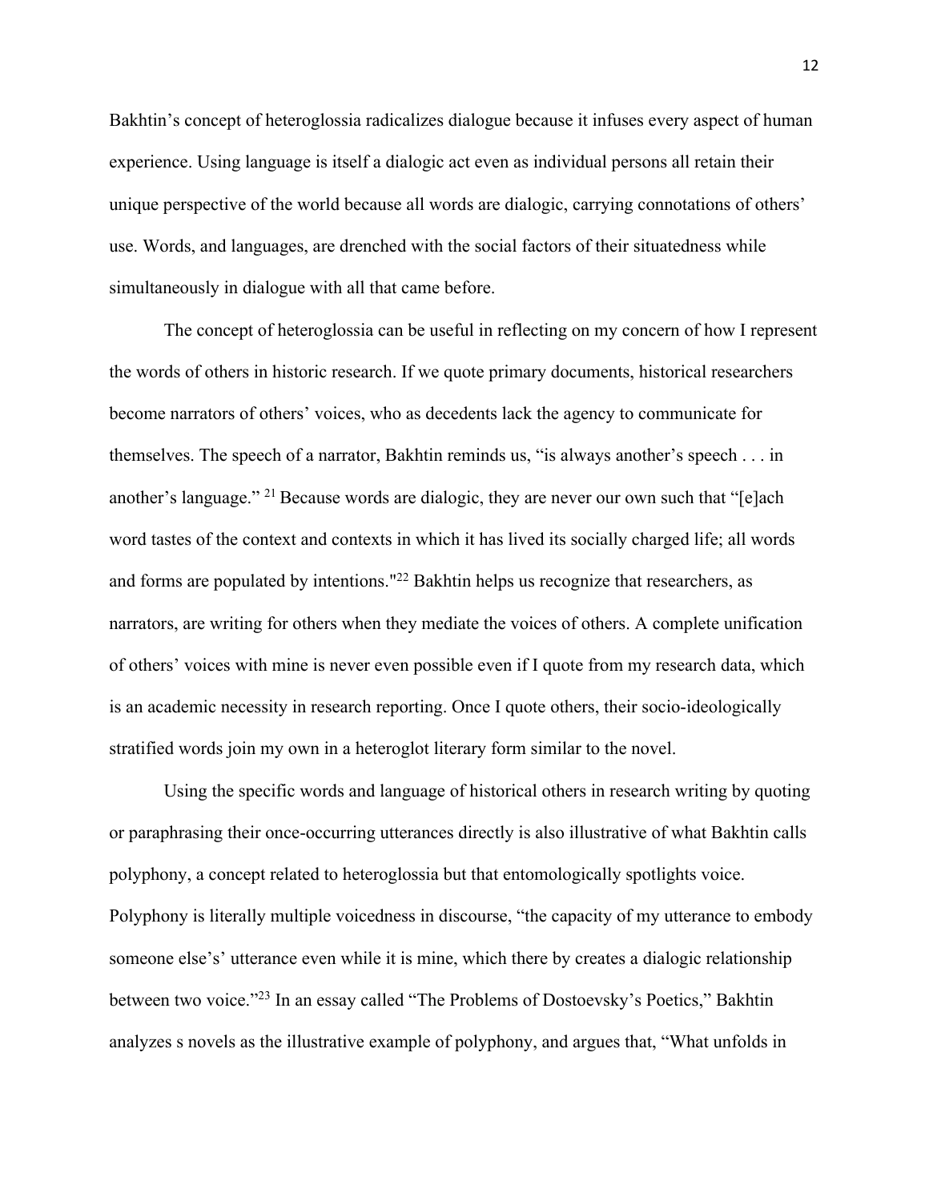Bakhtin's concept of heteroglossia radicalizes dialogue because it infuses every aspect of human experience. Using language is itself a dialogic act even as individual persons all retain their unique perspective of the world because all words are dialogic, carrying connotations of others' use. Words, and languages, are drenched with the social factors of their situatedness while simultaneously in dialogue with all that came before.

The concept of heteroglossia can be useful in reflecting on my concern of how I represent the words of others in historic research. If we quote primary documents, historical researchers become narrators of others' voices, who as decedents lack the agency to communicate for themselves. The speech of a narrator, Bakhtin reminds us, "is always another's speech . . . in another's language." [21] Because words are dialogic, they are never our own such that "[e]ach word tastes of the context and contexts in which it has lived its socially charged life; all words and forms are populated by intentions."[22] Bakhtin helps us recognize that researchers, as narrators, are writing for others when they mediate the voices of others. A complete unification of others' voices with mine is never even possible even if I quote from my research data, which is an academic necessity in research reporting. Once I quote others, their socio-ideologically stratified words join my own in a heteroglot literary form similar to the novel.

Using the specific words and language of historical others in research writing by quoting or paraphrasing their once-occurring utterances directly is also illustrative of what Bakhtin calls polyphony, a concept related to heteroglossia but that entomologically spotlights voice. Polyphony is literally multiple voicedness in discourse, "the capacity of my utterance to embody someone else's' utterance even while it is mine, which there by creates a dialogic relationship between two voice."[23] In an essay called "The Problems of Dostoevsky's Poetics," Bakhtin analyzes s novels as the illustrative example of polyphony, and argues that, "What unfolds in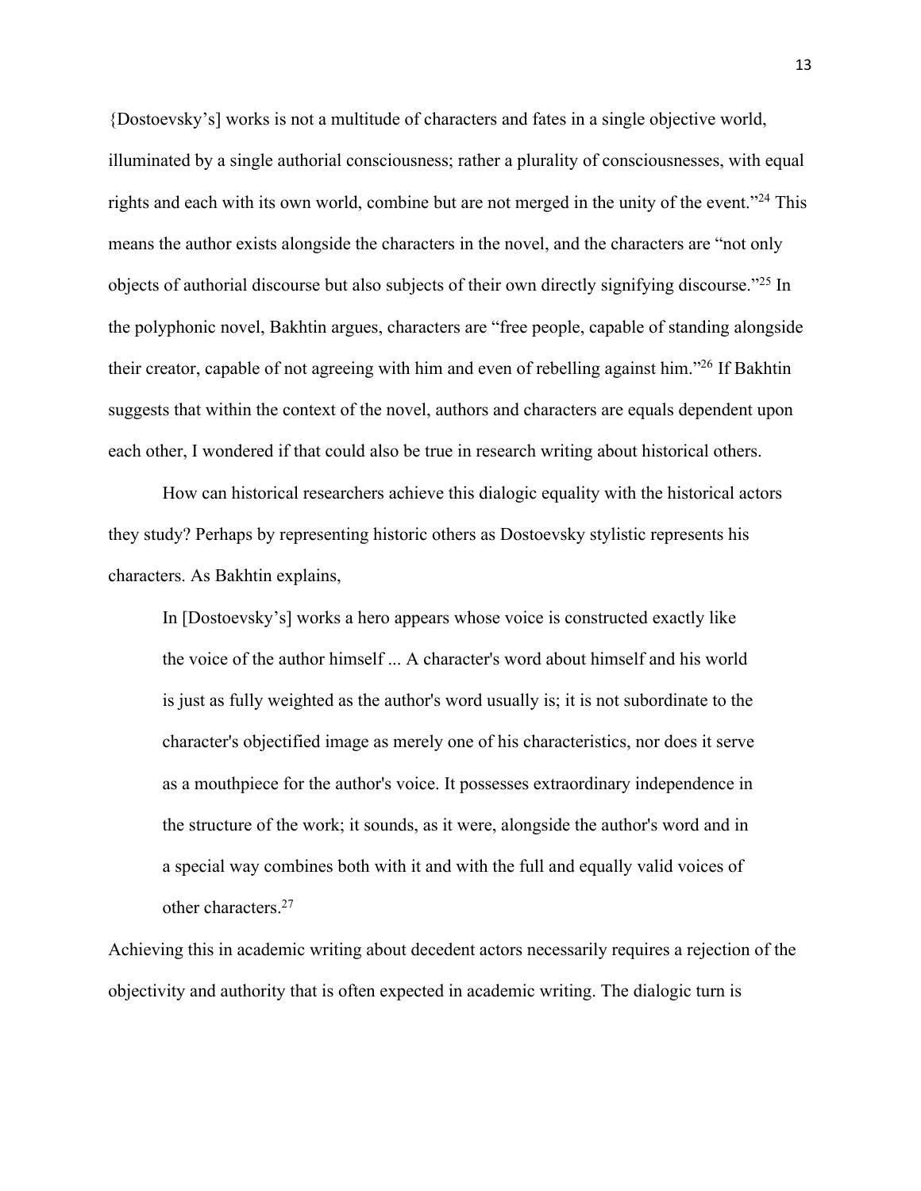{Dostoevsky's] works is not a multitude of characters and fates in a single objective world, illuminated by a single authorial consciousness; rather a plurality of consciousnesses, with equal rights and each with its own world, combine but are not merged in the unity of the event."[24] This means the author exists alongside the characters in the novel, and the characters are "not only objects of authorial discourse but also subjects of their own directly signifying discourse."[25] In the polyphonic novel, Bakhtin argues, characters are "free people, capable of standing alongside their creator, capable of not agreeing with him and even of rebelling against him."[26] If Bakhtin suggests that within the context of the novel, authors and characters are equals dependent upon each other, I wondered if that could also be true in research writing about historical others.

How can historical researchers achieve this dialogic equality with the historical actors they study? Perhaps by representing historic others as Dostoevsky stylistic represents his characters. As Bakhtin explains,

> In [Dostoevsky's] works a hero appears whose voice is constructed exactly like the voice of the author himself ... A character's word about himself and his world is just as fully weighted as the author's word usually is; it is not subordinate to the character's objectified image as merely one of his characteristics, nor does it serve as a mouthpiece for the author's voice. It possesses extraordinary independence in the structure of the work; it sounds, as it were, alongside the author's word and in a special way combines both with it and with the full and equally valid voices of other characters.[27]

Achieving this in academic writing about decedent actors necessarily requires a rejection of the objectivity and authority that is often expected in academic writing. The dialogic turn is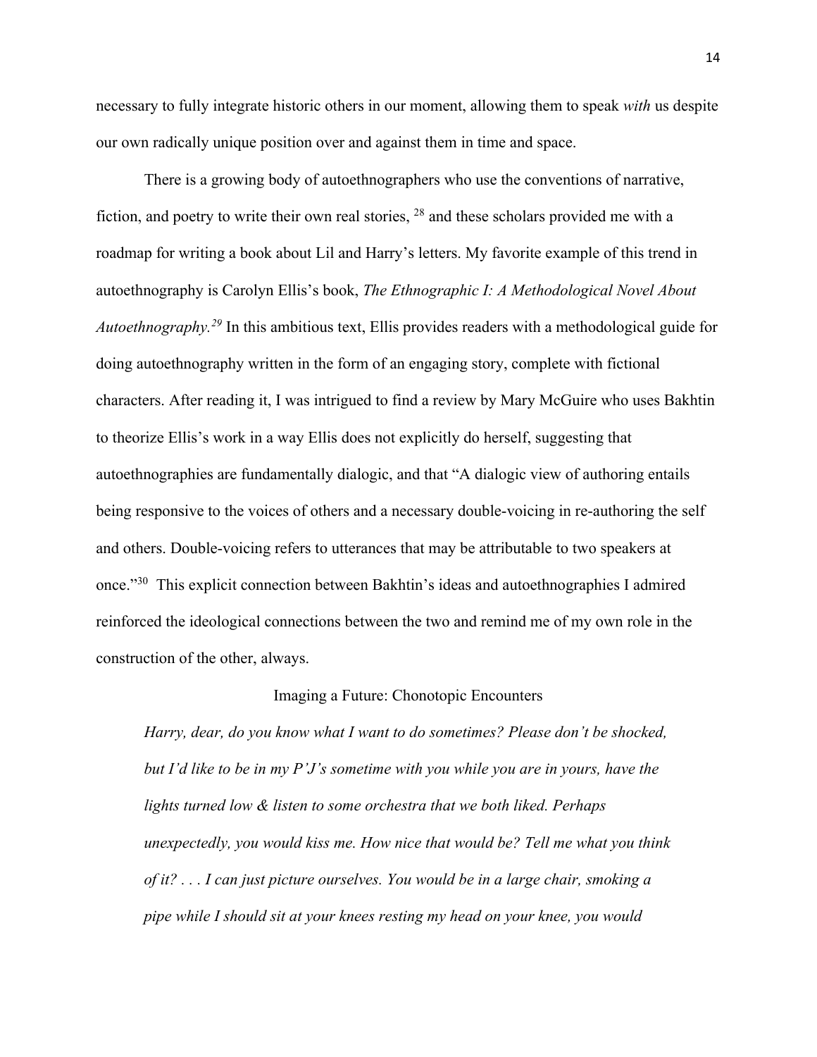necessary to fully integrate historic others in our moment, allowing them to speak *with* us despite our own radically unique position over and against them in time and space.

There is a growing body of autoethnographers who use the conventions of narrative, fiction, and poetry to write their own real stories, [28] and these scholars provided me with a roadmap for writing a book about Lil and Harry's letters. My favorite example of this trend in autoethnography is Carolyn Ellis's book, *The Ethnographic I: A Methodological Novel About Autoethnography.*[29] In this ambitious text, Ellis provides readers with a methodological guide for doing autoethnography written in the form of an engaging story, complete with fictional characters. After reading it, I was intrigued to find a review by Mary McGuire who uses Bakhtin to theorize Ellis's work in a way Ellis does not explicitly do herself, suggesting that autoethnographies are fundamentally dialogic, and that "A dialogic view of authoring entails being responsive to the voices of others and a necessary double-voicing in re-authoring the self and others. Double-voicing refers to utterances that may be attributable to two speakers at once."[30] This explicit connection between Bakhtin's ideas and autoethnographies I admired reinforced the ideological connections between the two and remind me of my own role in the construction of the other, always.

## Imaging a Future: Chonotopic Encounters

> *Harry, dear, do you know what I want to do sometimes? Please don't be shocked, but I'd like to be in my P'J's sometime with you while you are in yours, have the lights turned low & listen to some orchestra that we both liked. Perhaps unexpectedly, you would kiss me. How nice that would be? Tell me what you think of it? . . . I can just picture ourselves. You would be in a large chair, smoking a pipe while I should sit at your knees resting my head on your knee, you would*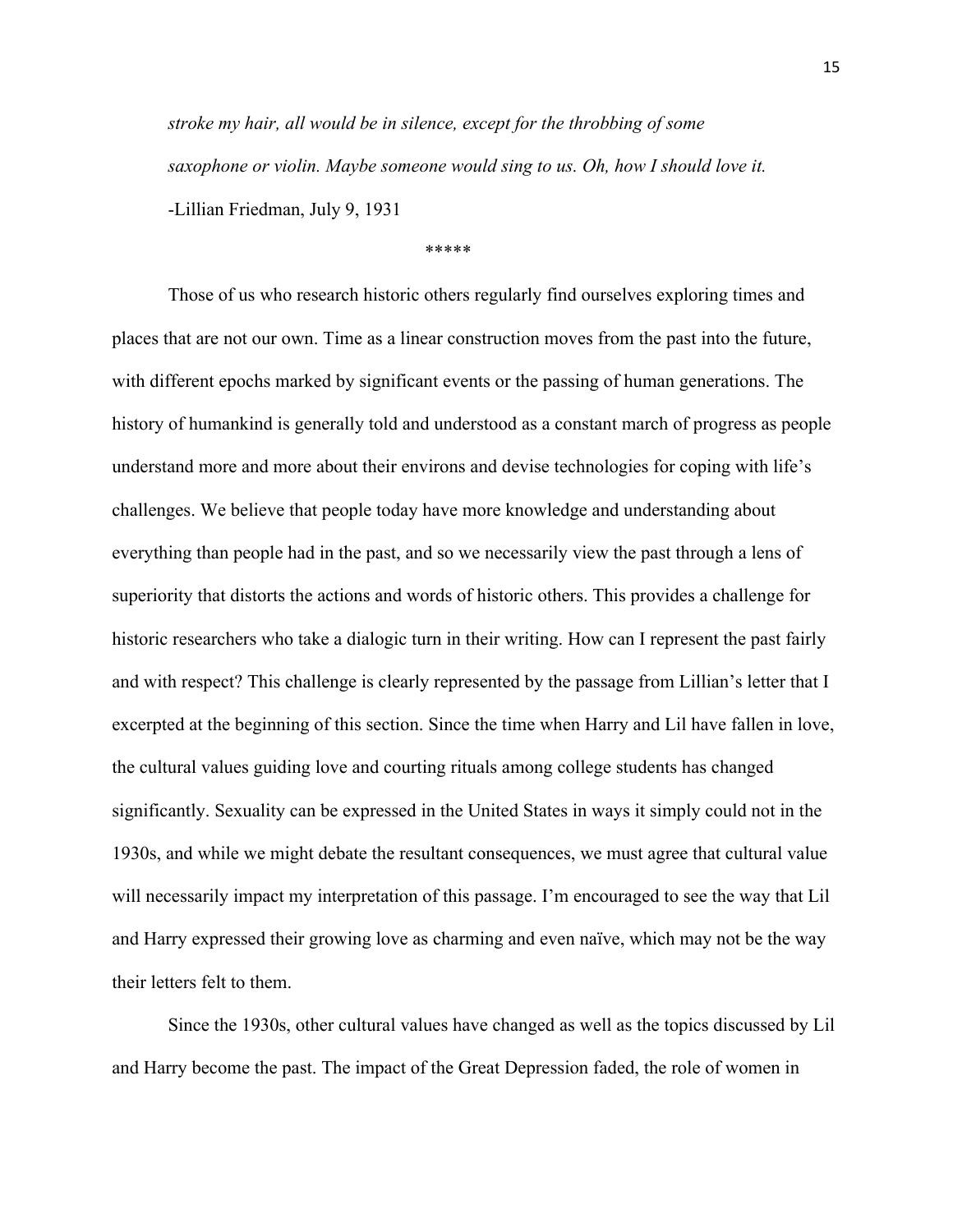*stroke my hair, all would be in silence, except for the throbbing of some saxophone or violin. Maybe someone would sing to us. Oh, how I should love it.*

-Lillian Friedman, July 9, 1931

*****

Those of us who research historic others regularly find ourselves exploring times and places that are not our own. Time as a linear construction moves from the past into the future, with different epochs marked by significant events or the passing of human generations. The history of humankind is generally told and understood as a constant march of progress as people understand more and more about their environs and devise technologies for coping with life's challenges. We believe that people today have more knowledge and understanding about everything than people had in the past, and so we necessarily view the past through a lens of superiority that distorts the actions and words of historic others. This provides a challenge for historic researchers who take a dialogic turn in their writing. How can I represent the past fairly and with respect? This challenge is clearly represented by the passage from Lillian's letter that I excerpted at the beginning of this section. Since the time when Harry and Lil have fallen in love, the cultural values guiding love and courting rituals among college students has changed significantly. Sexuality can be expressed in the United States in ways it simply could not in the 1930s, and while we might debate the resultant consequences, we must agree that cultural value will necessarily impact my interpretation of this passage. I'm encouraged to see the way that Lil and Harry expressed their growing love as charming and even naïve, which may not be the way their letters felt to them.

Since the 1930s, other cultural values have changed as well as the topics discussed by Lil and Harry become the past. The impact of the Great Depression faded, the role of women in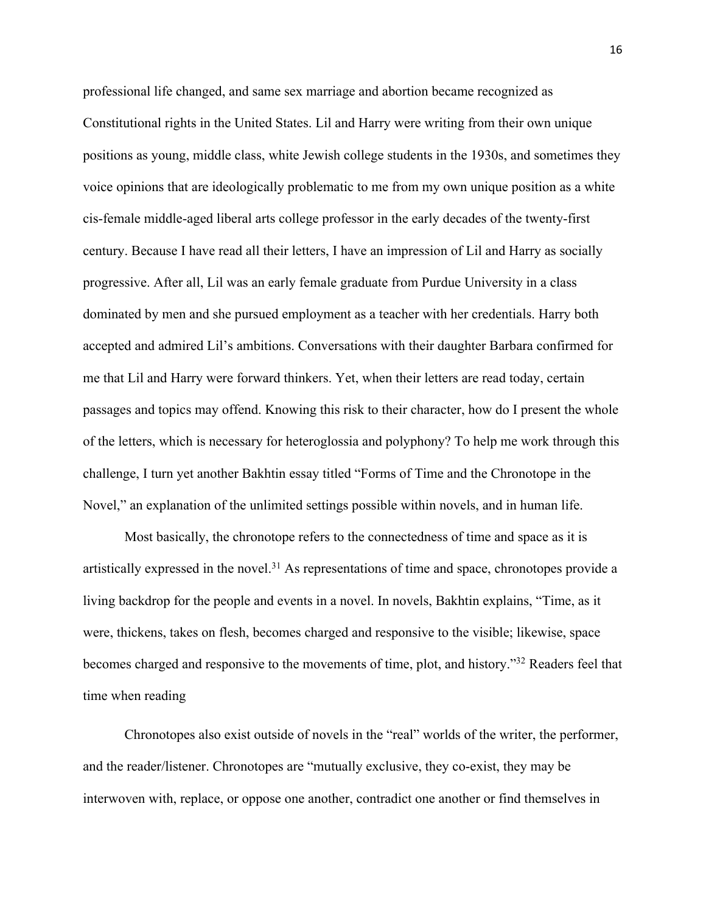professional life changed, and same sex marriage and abortion became recognized as Constitutional rights in the United States. Lil and Harry were writing from their own unique positions as young, middle class, white Jewish college students in the 1930s, and sometimes they voice opinions that are ideologically problematic to me from my own unique position as a white cis-female middle-aged liberal arts college professor in the early decades of the twenty-first century. Because I have read all their letters, I have an impression of Lil and Harry as socially progressive. After all, Lil was an early female graduate from Purdue University in a class dominated by men and she pursued employment as a teacher with her credentials. Harry both accepted and admired Lil's ambitions. Conversations with their daughter Barbara confirmed for me that Lil and Harry were forward thinkers. Yet, when their letters are read today, certain passages and topics may offend. Knowing this risk to their character, how do I present the whole of the letters, which is necessary for heteroglossia and polyphony? To help me work through this challenge, I turn yet another Bakhtin essay titled "Forms of Time and the Chronotope in the Novel," an explanation of the unlimited settings possible within novels, and in human life.

Most basically, the chronotope refers to the connectedness of time and space as it is artistically expressed in the novel.[31] As representations of time and space, chronotopes provide a living backdrop for the people and events in a novel. In novels, Bakhtin explains, "Time, as it were, thickens, takes on flesh, becomes charged and responsive to the visible; likewise, space becomes charged and responsive to the movements of time, plot, and history."[32] Readers feel that time when reading

Chronotopes also exist outside of novels in the "real" worlds of the writer, the performer, and the reader/listener. Chronotopes are "mutually exclusive, they co-exist, they may be interwoven with, replace, or oppose one another, contradict one another or find themselves in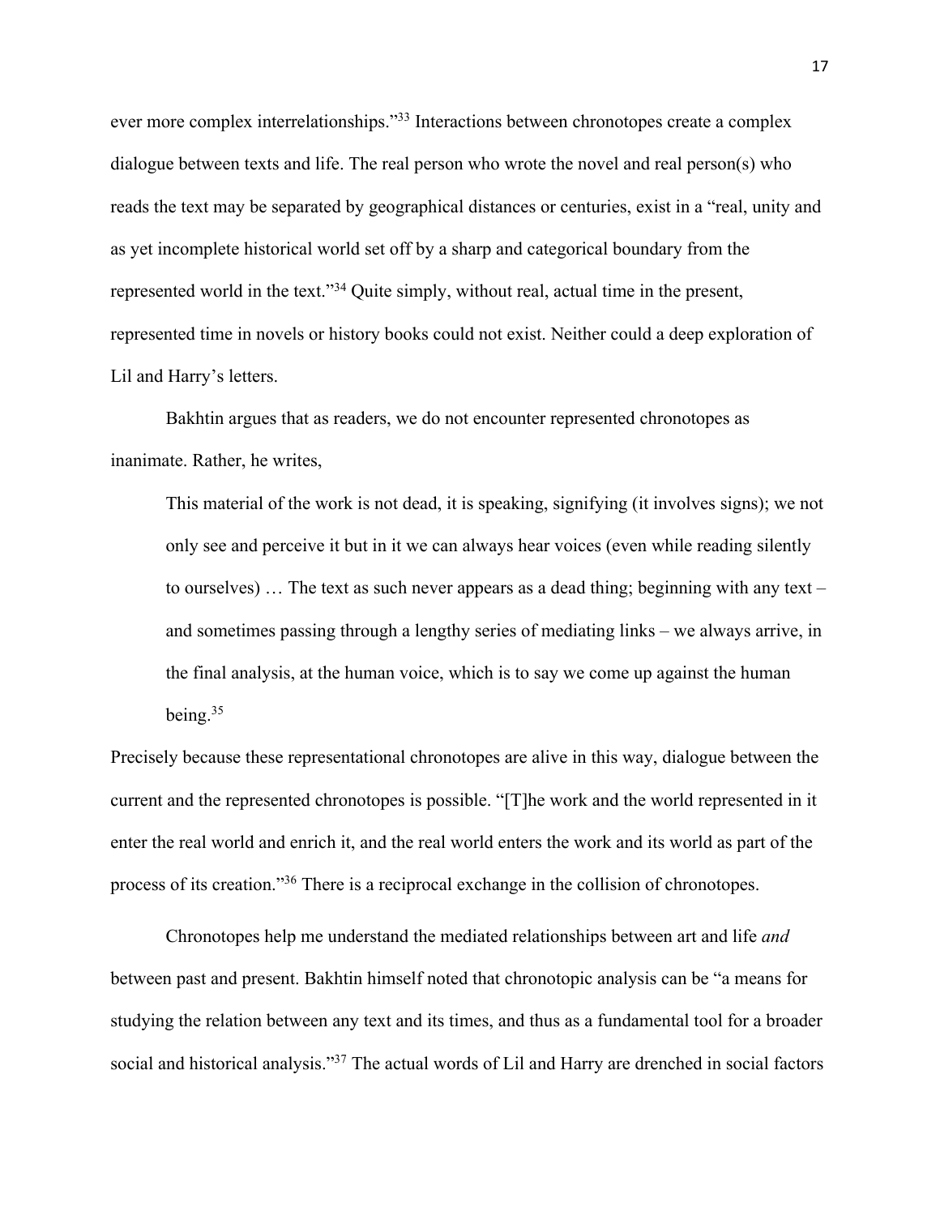ever more complex interrelationships."[33] Interactions between chronotopes create a complex dialogue between texts and life. The real person who wrote the novel and real person(s) who reads the text may be separated by geographical distances or centuries, exist in a "real, unity and as yet incomplete historical world set off by a sharp and categorical boundary from the represented world in the text."[34] Quite simply, without real, actual time in the present, represented time in novels or history books could not exist. Neither could a deep exploration of Lil and Harry's letters.

Bakhtin argues that as readers, we do not encounter represented chronotopes as inanimate. Rather, he writes,

> This material of the work is not dead, it is speaking, signifying (it involves signs); we not only see and perceive it but in it we can always hear voices (even while reading silently to ourselves) … The text as such never appears as a dead thing; beginning with any text – and sometimes passing through a lengthy series of mediating links – we always arrive, in the final analysis, at the human voice, which is to say we come up against the human being.[35]

Precisely because these representational chronotopes are alive in this way, dialogue between the current and the represented chronotopes is possible. "[T]he work and the world represented in it enter the real world and enrich it, and the real world enters the work and its world as part of the process of its creation."[36] There is a reciprocal exchange in the collision of chronotopes.

Chronotopes help me understand the mediated relationships between art and life *and* between past and present. Bakhtin himself noted that chronotopic analysis can be "a means for studying the relation between any text and its times, and thus as a fundamental tool for a broader social and historical analysis."[37] The actual words of Lil and Harry are drenched in social factors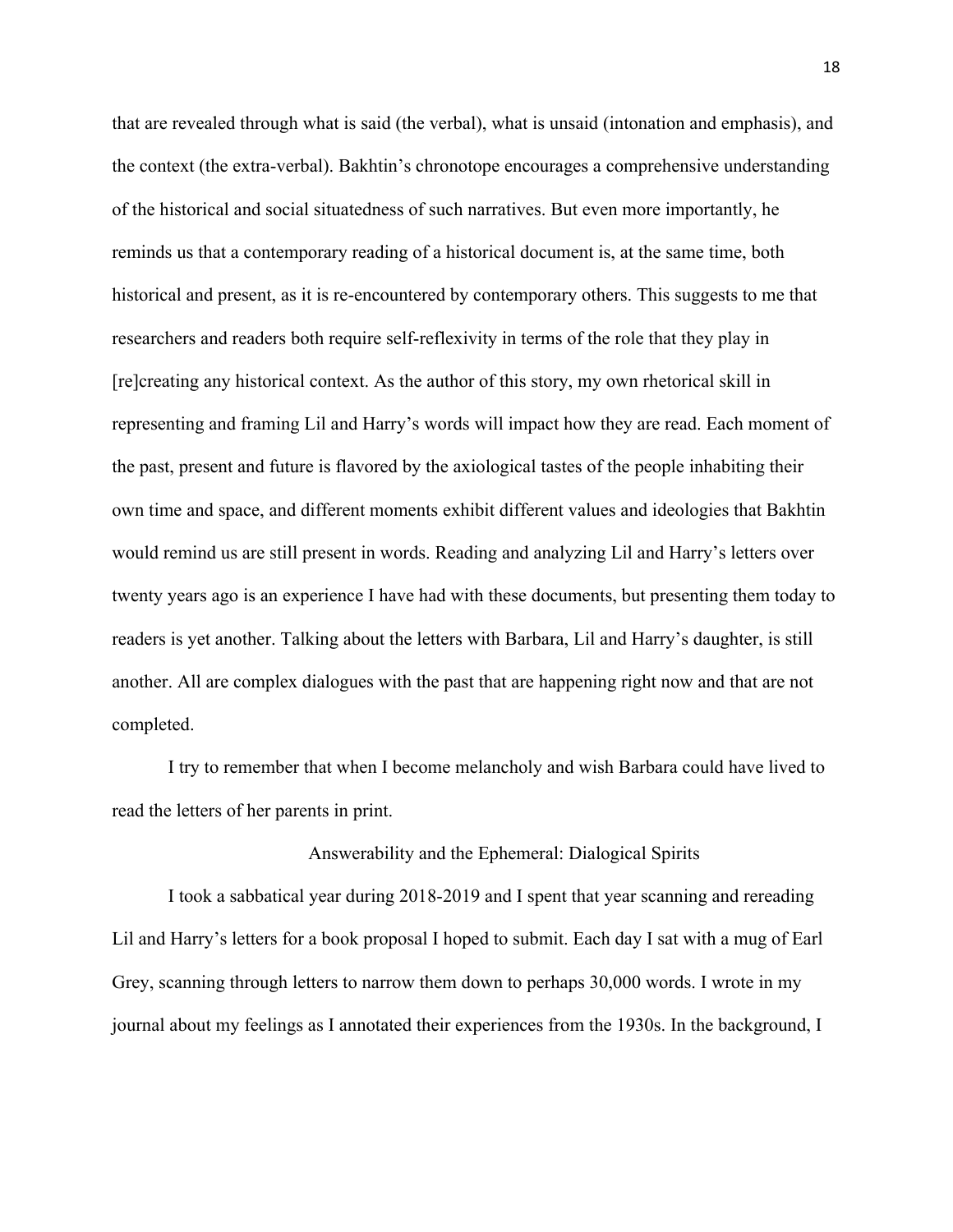that are revealed through what is said (the verbal), what is unsaid (intonation and emphasis), and the context (the extra-verbal). Bakhtin's chronotope encourages a comprehensive understanding of the historical and social situatedness of such narratives. But even more importantly, he reminds us that a contemporary reading of a historical document is, at the same time, both historical and present, as it is re-encountered by contemporary others. This suggests to me that researchers and readers both require self-reflexivity in terms of the role that they play in [re]creating any historical context. As the author of this story, my own rhetorical skill in representing and framing Lil and Harry's words will impact how they are read. Each moment of the past, present and future is flavored by the axiological tastes of the people inhabiting their own time and space, and different moments exhibit different values and ideologies that Bakhtin would remind us are still present in words. Reading and analyzing Lil and Harry's letters over twenty years ago is an experience I have had with these documents, but presenting them today to readers is yet another. Talking about the letters with Barbara, Lil and Harry's daughter, is still another. All are complex dialogues with the past that are happening right now and that are not completed.

I try to remember that when I become melancholy and wish Barbara could have lived to read the letters of her parents in print.

## Answerability and the Ephemeral: Dialogical Spirits

I took a sabbatical year during 2018-2019 and I spent that year scanning and rereading Lil and Harry's letters for a book proposal I hoped to submit. Each day I sat with a mug of Earl Grey, scanning through letters to narrow them down to perhaps 30,000 words. I wrote in my journal about my feelings as I annotated their experiences from the 1930s. In the background, I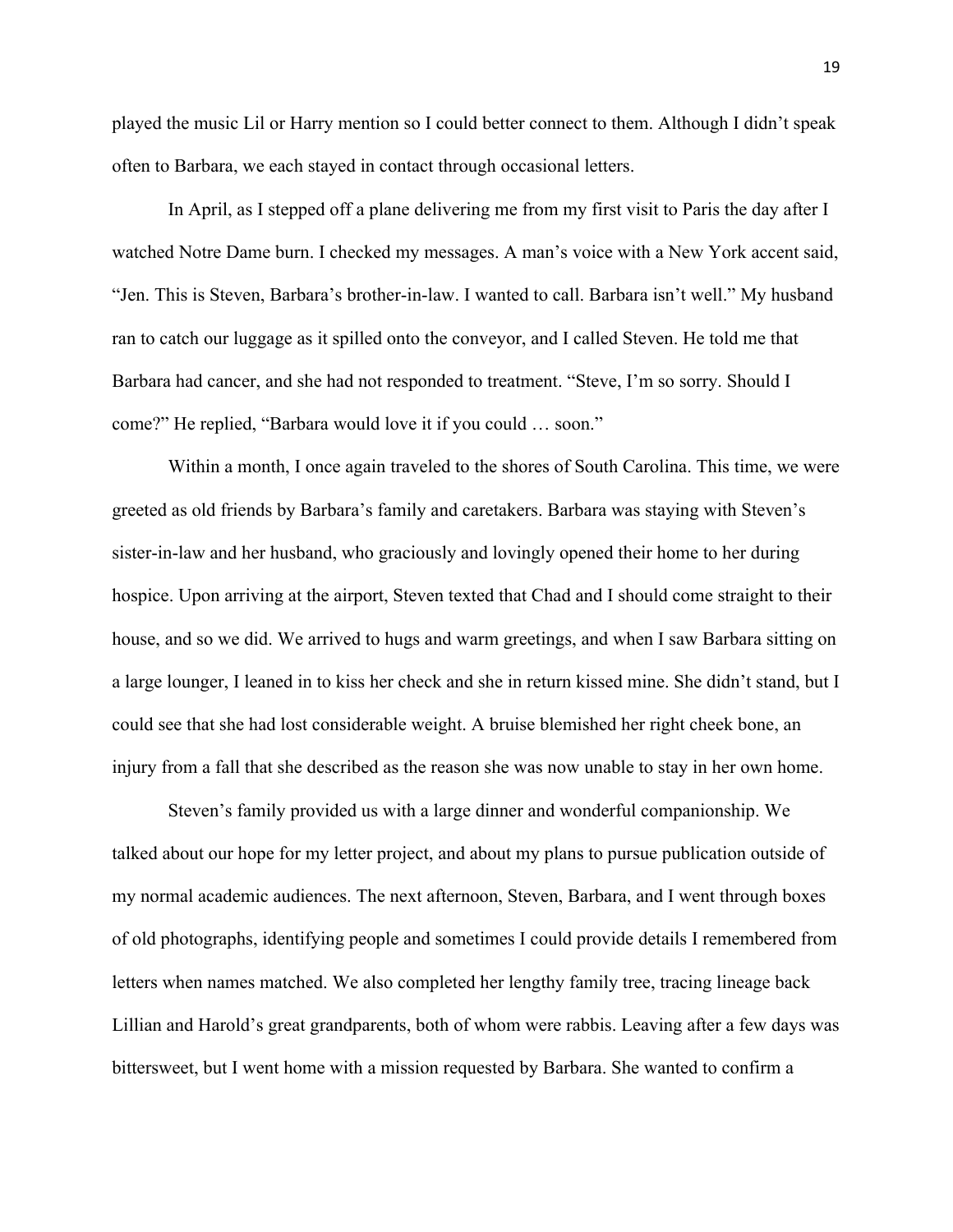played the music Lil or Harry mention so I could better connect to them. Although I didn't speak often to Barbara, we each stayed in contact through occasional letters.

In April, as I stepped off a plane delivering me from my first visit to Paris the day after I watched Notre Dame burn. I checked my messages. A man's voice with a New York accent said, "Jen. This is Steven, Barbara's brother-in-law. I wanted to call. Barbara isn't well." My husband ran to catch our luggage as it spilled onto the conveyor, and I called Steven. He told me that Barbara had cancer, and she had not responded to treatment. "Steve, I'm so sorry. Should I come?" He replied, "Barbara would love it if you could … soon."

Within a month, I once again traveled to the shores of South Carolina. This time, we were greeted as old friends by Barbara's family and caretakers. Barbara was staying with Steven's sister-in-law and her husband, who graciously and lovingly opened their home to her during hospice. Upon arriving at the airport, Steven texted that Chad and I should come straight to their house, and so we did. We arrived to hugs and warm greetings, and when I saw Barbara sitting on a large lounger, I leaned in to kiss her check and she in return kissed mine. She didn't stand, but I could see that she had lost considerable weight. A bruise blemished her right cheek bone, an injury from a fall that she described as the reason she was now unable to stay in her own home.

Steven's family provided us with a large dinner and wonderful companionship. We talked about our hope for my letter project, and about my plans to pursue publication outside of my normal academic audiences. The next afternoon, Steven, Barbara, and I went through boxes of old photographs, identifying people and sometimes I could provide details I remembered from letters when names matched. We also completed her lengthy family tree, tracing lineage back Lillian and Harold's great grandparents, both of whom were rabbis. Leaving after a few days was bittersweet, but I went home with a mission requested by Barbara. She wanted to confirm a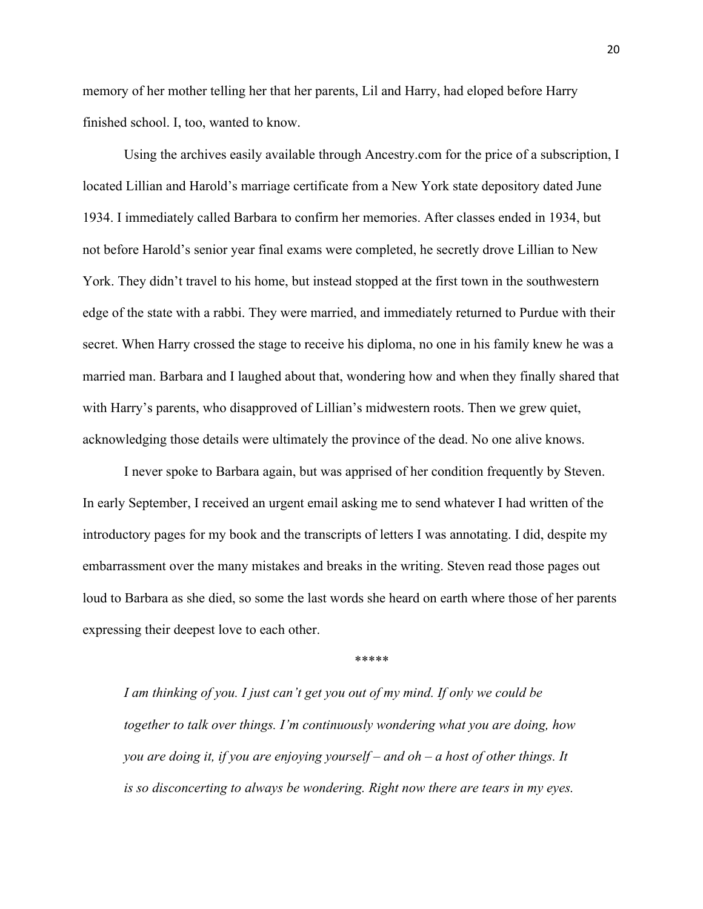memory of her mother telling her that her parents, Lil and Harry, had eloped before Harry finished school. I, too, wanted to know.

Using the archives easily available through Ancestry.com for the price of a subscription, I located Lillian and Harold's marriage certificate from a New York state depository dated June 1934. I immediately called Barbara to confirm her memories. After classes ended in 1934, but not before Harold's senior year final exams were completed, he secretly drove Lillian to New York. They didn't travel to his home, but instead stopped at the first town in the southwestern edge of the state with a rabbi. They were married, and immediately returned to Purdue with their secret. When Harry crossed the stage to receive his diploma, no one in his family knew he was a married man. Barbara and I laughed about that, wondering how and when they finally shared that with Harry's parents, who disapproved of Lillian's midwestern roots. Then we grew quiet, acknowledging those details were ultimately the province of the dead. No one alive knows.

I never spoke to Barbara again, but was apprised of her condition frequently by Steven. In early September, I received an urgent email asking me to send whatever I had written of the introductory pages for my book and the transcripts of letters I was annotating. I did, despite my embarrassment over the many mistakes and breaks in the writing. Steven read those pages out loud to Barbara as she died, so some the last words she heard on earth where those of her parents expressing their deepest love to each other.

*****

*I am thinking of you. I just can't get you out of my mind. If only we could be together to talk over things. I'm continuously wondering what you are doing, how you are doing it, if you are enjoying yourself – and oh – a host of other things. It is so disconcerting to always be wondering. Right now there are tears in my eyes.*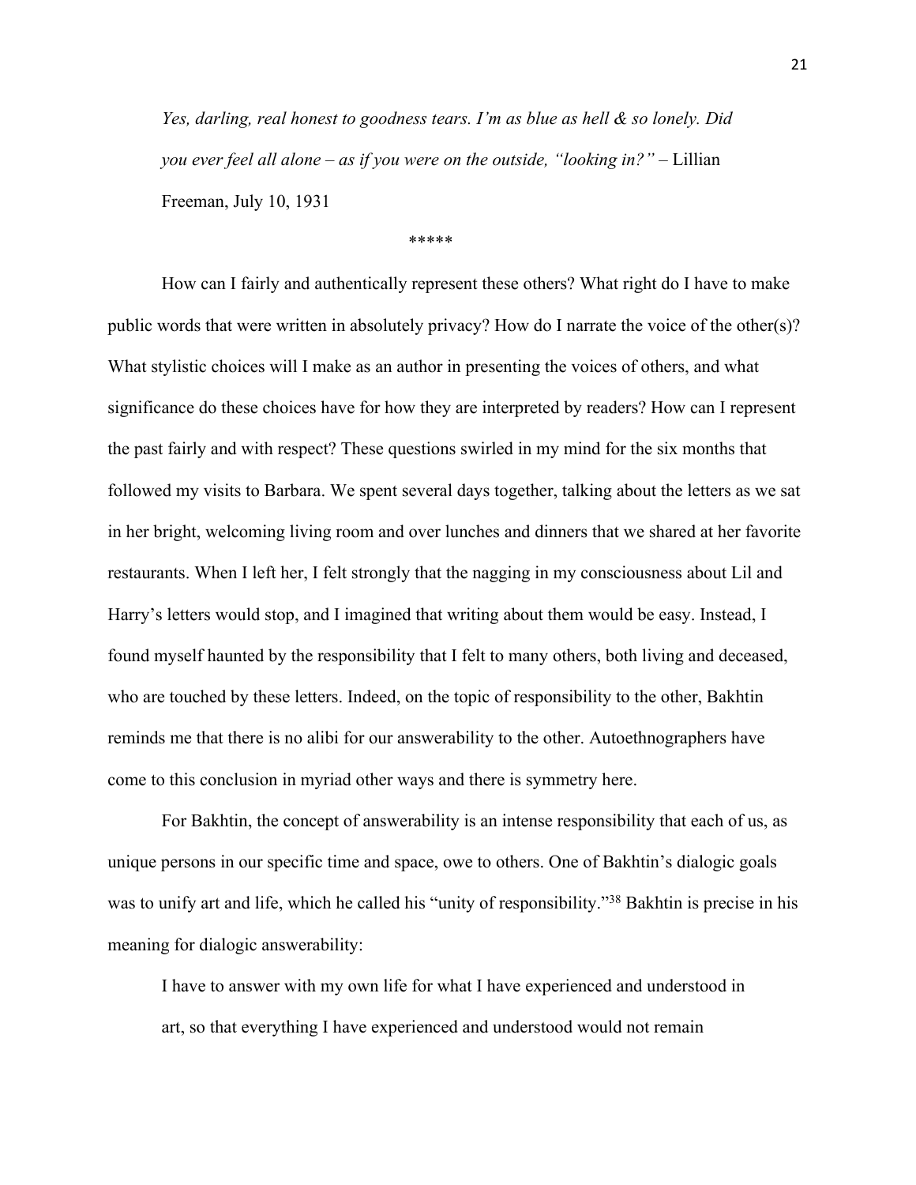*Yes, darling, real honest to goodness tears. I'm as blue as hell & so lonely. Did you ever feel all alone – as if you were on the outside, "looking in?"* – Lillian Freeman, July 10, 1931

\*\*\*\*\*

How can I fairly and authentically represent these others? What right do I have to make public words that were written in absolutely privacy? How do I narrate the voice of the other(s)? What stylistic choices will I make as an author in presenting the voices of others, and what significance do these choices have for how they are interpreted by readers? How can I represent the past fairly and with respect? These questions swirled in my mind for the six months that followed my visits to Barbara. We spent several days together, talking about the letters as we sat in her bright, welcoming living room and over lunches and dinners that we shared at her favorite restaurants. When I left her, I felt strongly that the nagging in my consciousness about Lil and Harry's letters would stop, and I imagined that writing about them would be easy. Instead, I found myself haunted by the responsibility that I felt to many others, both living and deceased, who are touched by these letters. Indeed, on the topic of responsibility to the other, Bakhtin reminds me that there is no alibi for our answerability to the other. Autoethnographers have come to this conclusion in myriad other ways and there is symmetry here.

For Bakhtin, the concept of answerability is an intense responsibility that each of us, as unique persons in our specific time and space, owe to others. One of Bakhtin's dialogic goals was to unify art and life, which he called his "unity of responsibility."[38] Bakhtin is precise in his meaning for dialogic answerability:

> I have to answer with my own life for what I have experienced and understood in art, so that everything I have experienced and understood would not remain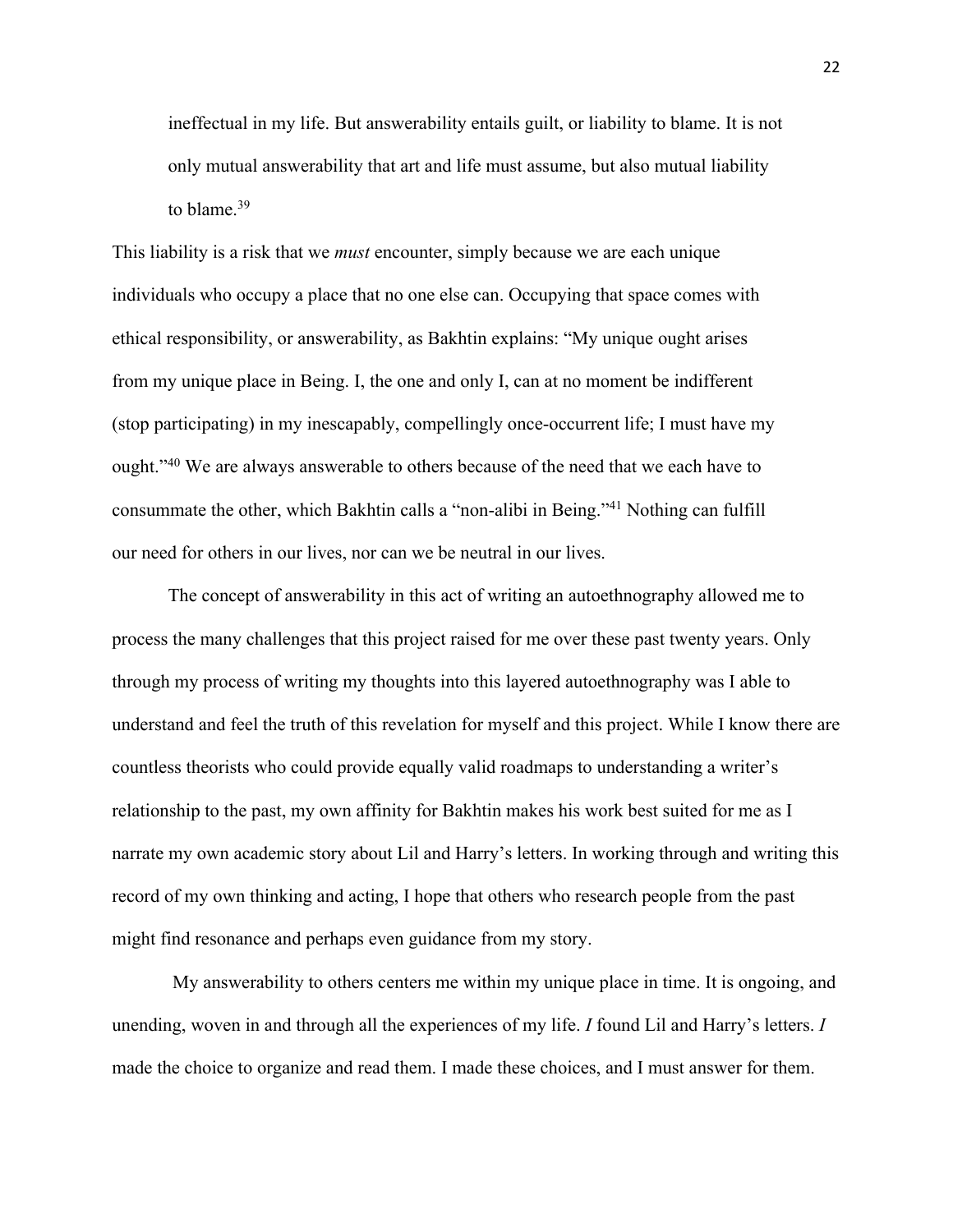> ineffectual in my life. But answerability entails guilt, or liability to blame. It is not only mutual answerability that art and life must assume, but also mutual liability to blame.[39]

This liability is a risk that we *must* encounter, simply because we are each unique individuals who occupy a place that no one else can. Occupying that space comes with ethical responsibility, or answerability, as Bakhtin explains: "My unique ought arises from my unique place in Being. I, the one and only I, can at no moment be indifferent (stop participating) in my inescapably, compellingly once-occurrent life; I must have my ought."[40] We are always answerable to others because of the need that we each have to consummate the other, which Bakhtin calls a "non-alibi in Being."[41] Nothing can fulfill our need for others in our lives, nor can we be neutral in our lives.

The concept of answerability in this act of writing an autoethnography allowed me to process the many challenges that this project raised for me over these past twenty years. Only through my process of writing my thoughts into this layered autoethnography was I able to understand and feel the truth of this revelation for myself and this project. While I know there are countless theorists who could provide equally valid roadmaps to understanding a writer's relationship to the past, my own affinity for Bakhtin makes his work best suited for me as I narrate my own academic story about Lil and Harry's letters. In working through and writing this record of my own thinking and acting, I hope that others who research people from the past might find resonance and perhaps even guidance from my story.

My answerability to others centers me within my unique place in time. It is ongoing, and unending, woven in and through all the experiences of my life. *I* found Lil and Harry's letters. *I* made the choice to organize and read them. I made these choices, and I must answer for them.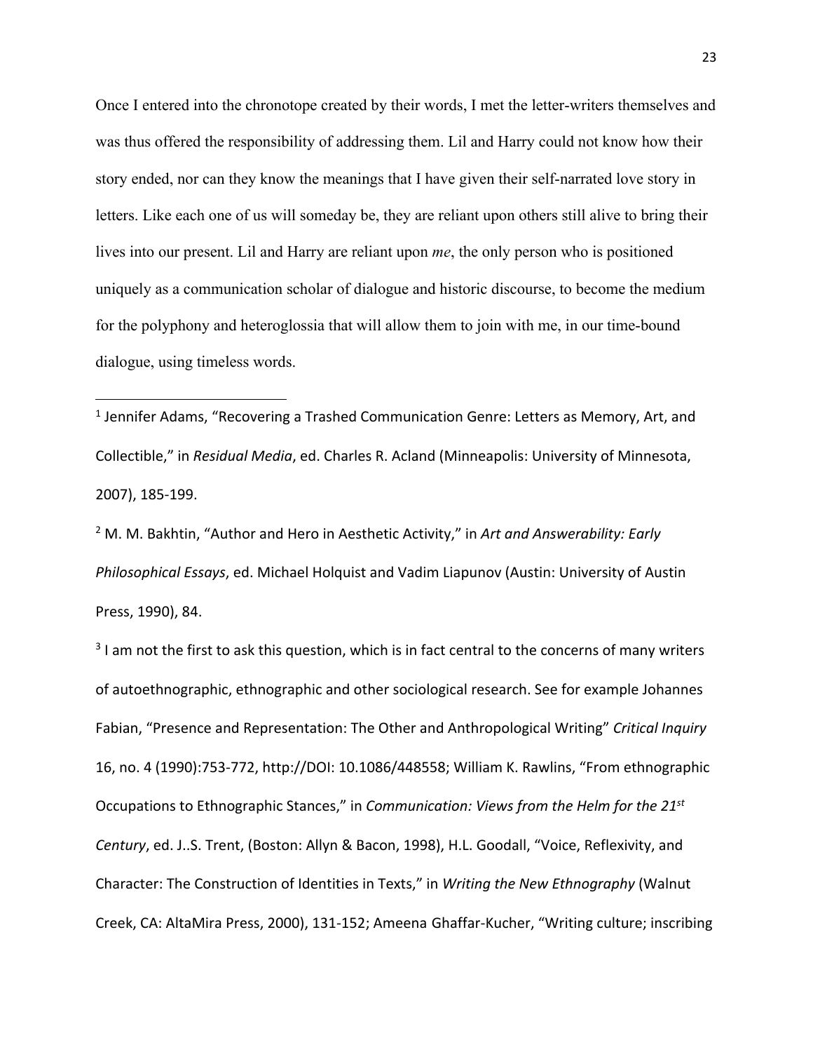Once I entered into the chronotope created by their words, I met the letter-writers themselves and was thus offered the responsibility of addressing them. Lil and Harry could not know how their story ended, nor can they know the meanings that I have given their self-narrated love story in letters. Like each one of us will someday be, they are reliant upon others still alive to bring their lives into our present. Lil and Harry are reliant upon *me*, the only person who is positioned uniquely as a communication scholar of dialogue and historic discourse, to become the medium for the polyphony and heteroglossia that will allow them to join with me, in our time-bound dialogue, using timeless words.

---

[1] Jennifer Adams, "Recovering a Trashed Communication Genre: Letters as Memory, Art, and Collectible," in *Residual Media*, ed. Charles R. Acland (Minneapolis: University of Minnesota, 2007), 185-199.

[2] M. M. Bakhtin, "Author and Hero in Aesthetic Activity," in *Art and Answerability: Early Philosophical Essays*, ed. Michael Holquist and Vadim Liapunov (Austin: University of Austin Press, 1990), 84.

[3] I am not the first to ask this question, which is in fact central to the concerns of many writers of autoethnographic, ethnographic and other sociological research. See for example Johannes Fabian, "Presence and Representation: The Other and Anthropological Writing" *Critical Inquiry* 16, no. 4 (1990):753-772, http://DOI: 10.1086/448558; William K. Rawlins, "From ethnographic Occupations to Ethnographic Stances," in *Communication: Views from the Helm for the 21st Century*, ed. J..S. Trent, (Boston: Allyn & Bacon, 1998), H.L. Goodall, "Voice, Reflexivity, and Character: The Construction of Identities in Texts," in *Writing the New Ethnography* (Walnut Creek, CA: AltaMira Press, 2000), 131-152; Ameena Ghaffar-Kucher, "Writing culture; inscribing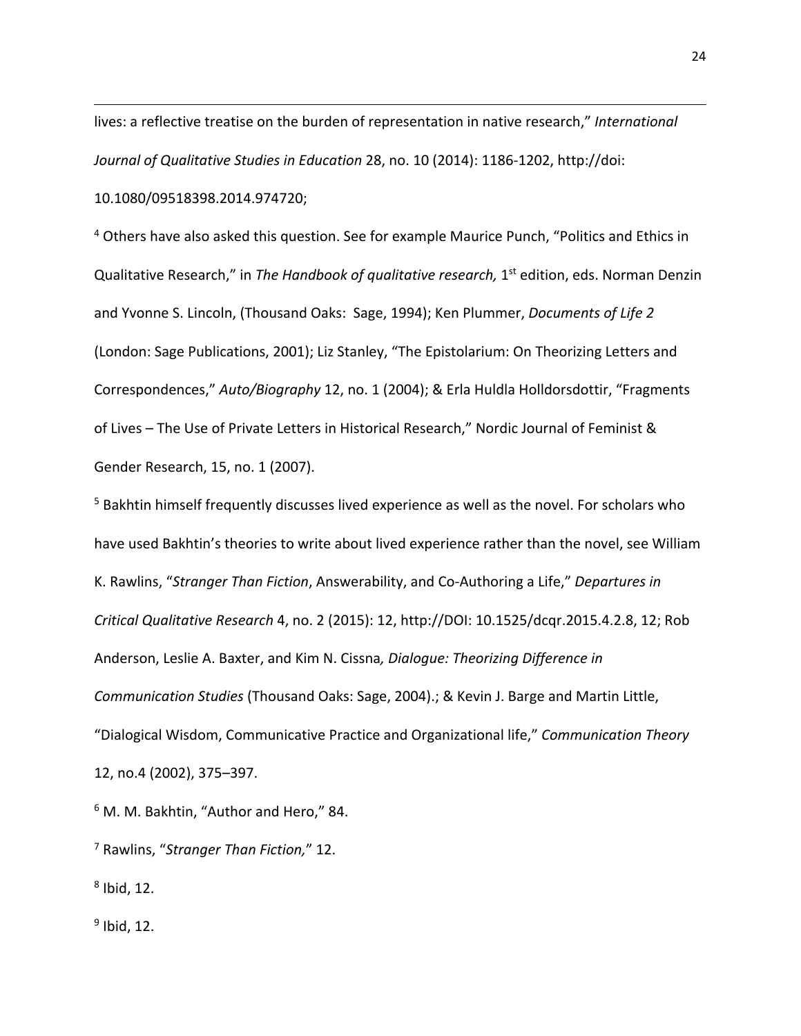lives: a reflective treatise on the burden of representation in native research," *International Journal of Qualitative Studies in Education* 28, no. 10 (2014): 1186-1202, http://doi: 10.1080/09518398.2014.974720;

[4] Others have also asked this question. See for example Maurice Punch, "Politics and Ethics in Qualitative Research," in *The Handbook of qualitative research,* 1st edition, eds. Norman Denzin and Yvonne S. Lincoln, (Thousand Oaks: Sage, 1994); Ken Plummer, *Documents of Life 2* (London: Sage Publications, 2001); Liz Stanley, "The Epistolarium: On Theorizing Letters and Correspondences," *Auto/Biography* 12, no. 1 (2004); & Erla Huldla Holldorsdottir, "Fragments of Lives – The Use of Private Letters in Historical Research," Nordic Journal of Feminist & Gender Research, 15, no. 1 (2007).

[5] Bakhtin himself frequently discusses lived experience as well as the novel. For scholars who have used Bakhtin's theories to write about lived experience rather than the novel, see William K. Rawlins, "*Stranger Than Fiction*, Answerability, and Co-Authoring a Life," *Departures in Critical Qualitative Research* 4, no. 2 (2015): 12, http://DOI: 10.1525/dcqr.2015.4.2.8, 12; Rob Anderson, Leslie A. Baxter, and Kim N. Cissna*, Dialogue: Theorizing Difference in Communication Studies* (Thousand Oaks: Sage, 2004).; & Kevin J. Barge and Martin Little, "Dialogical Wisdom, Communicative Practice and Organizational life," *Communication Theory* 12, no.4 (2002), 375–397.

[6] M. M. Bakhtin, "Author and Hero," 84.

[7] Rawlins, "*Stranger Than Fiction,*" 12.

[8] Ibid, 12.

[9] Ibid, 12.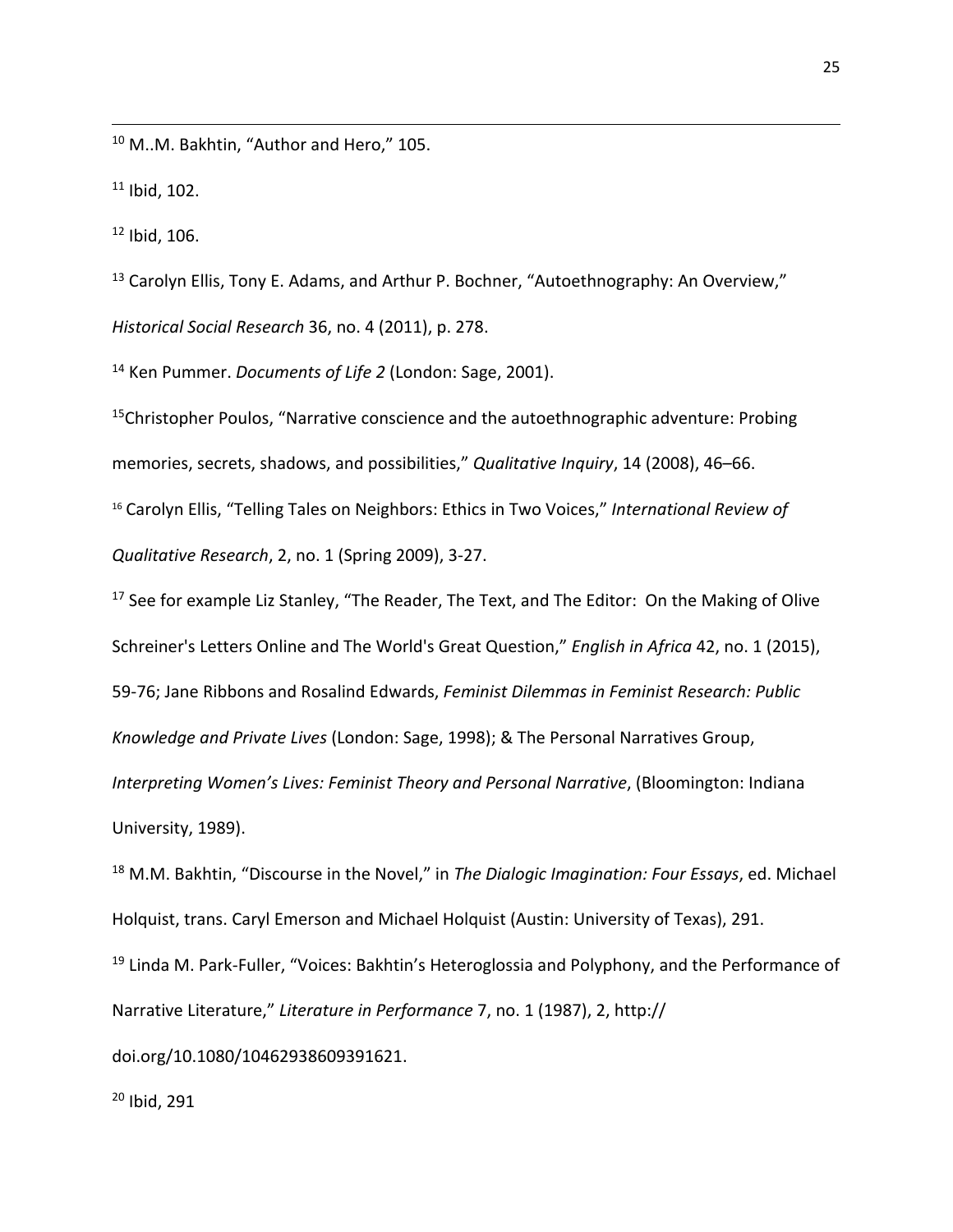[10] M..M. Bakhtin, "Author and Hero," 105.

[11] Ibid, 102.

[12] Ibid, 106.

[13] Carolyn Ellis, Tony E. Adams, and Arthur P. Bochner, "Autoethnography: An Overview," *Historical Social Research* 36, no. 4 (2011), p. 278.

[14] Ken Pummer. *Documents of Life 2* (London: Sage, 2001).

[15]Christopher Poulos, "Narrative conscience and the autoethnographic adventure: Probing memories, secrets, shadows, and possibilities," *Qualitative Inquiry*, 14 (2008), 46–66.

[16] Carolyn Ellis, "Telling Tales on Neighbors: Ethics in Two Voices," *International Review of Qualitative Research*, 2, no. 1 (Spring 2009), 3-27.

[17] See for example Liz Stanley, "The Reader, The Text, and The Editor: On the Making of Olive Schreiner's Letters Online and The World's Great Question," *English in Africa* 42, no. 1 (2015), 59-76; Jane Ribbons and Rosalind Edwards, *Feminist Dilemmas in Feminist Research: Public Knowledge and Private Lives* (London: Sage, 1998); & The Personal Narratives Group, *Interpreting Women's Lives: Feminist Theory and Personal Narrative*, (Bloomington: Indiana University, 1989).

[18] M.M. Bakhtin, "Discourse in the Novel," in *The Dialogic Imagination: Four Essays*, ed. Michael Holquist, trans. Caryl Emerson and Michael Holquist (Austin: University of Texas), 291.

[19] Linda M. Park-Fuller, "Voices: Bakhtin's Heteroglossia and Polyphony, and the Performance of Narrative Literature," *Literature in Performance* 7, no. 1 (1987), 2, http://doi.org/10.1080/10462938609391621.

[20] Ibid, 291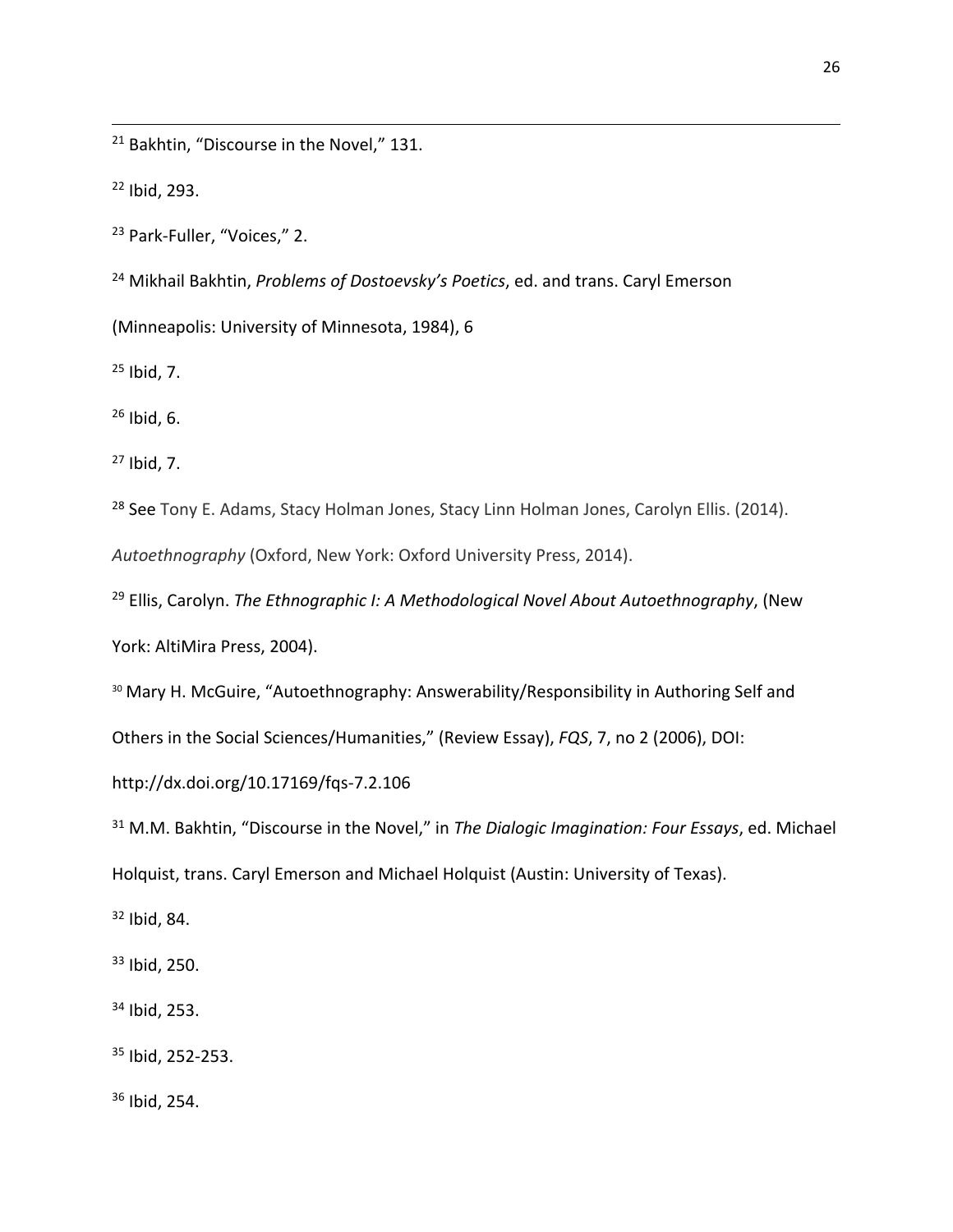[21] Bakhtin, "Discourse in the Novel," 131.

[22] Ibid, 293.

[23] Park-Fuller, "Voices," 2.

[24] Mikhail Bakhtin, *Problems of Dostoevsky's Poetics*, ed. and trans. Caryl Emerson (Minneapolis: University of Minnesota, 1984), 6

[25] Ibid, 7.

[26] Ibid, 6.

[27] Ibid, 7.

[28] See Tony E. Adams, Stacy Holman Jones, Stacy Linn Holman Jones, Carolyn Ellis. (2014). *Autoethnography* (Oxford, New York: Oxford University Press, 2014).

[29] Ellis, Carolyn. *The Ethnographic I: A Methodological Novel About Autoethnography*, (New York: AltiMira Press, 2004).

[30] Mary H. McGuire, "Autoethnography: Answerability/Responsibility in Authoring Self and Others in the Social Sciences/Humanities," (Review Essay), *FQS*, 7, no 2 (2006), DOI: http://dx.doi.org/10.17169/fqs-7.2.106

[31] M.M. Bakhtin, "Discourse in the Novel," in *The Dialogic Imagination: Four Essays*, ed. Michael Holquist, trans. Caryl Emerson and Michael Holquist (Austin: University of Texas).

[32] Ibid, 84.

[33] Ibid, 250.

[34] Ibid, 253.

[35] Ibid, 252-253.

[36] Ibid, 254.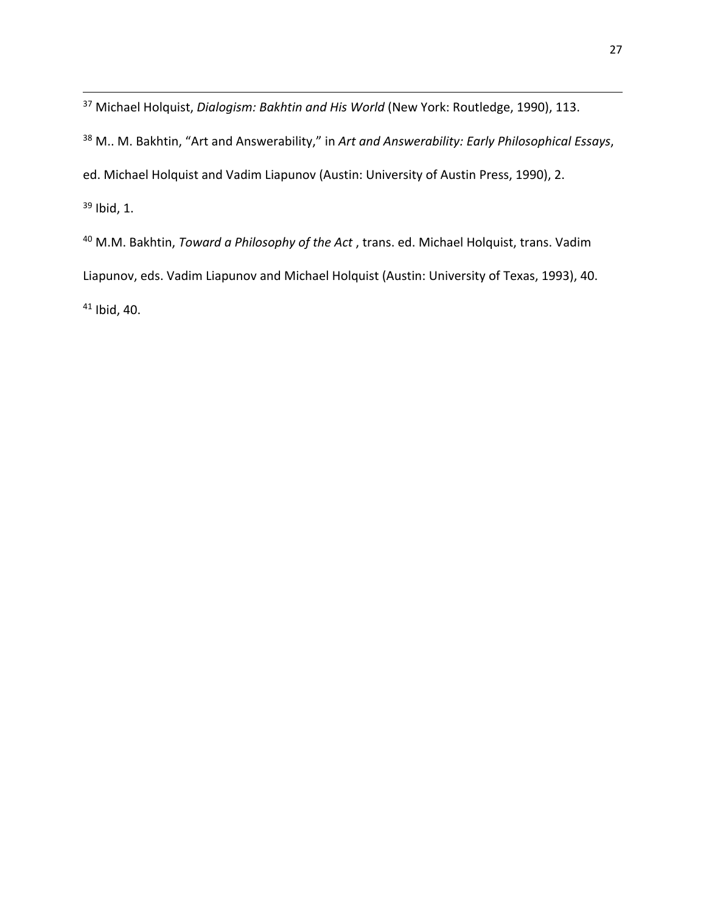[37] Michael Holquist, *Dialogism: Bakhtin and His World* (New York: Routledge, 1990), 113.

[38] M.. M. Bakhtin, "Art and Answerability," in *Art and Answerability: Early Philosophical Essays*, ed. Michael Holquist and Vadim Liapunov (Austin: University of Austin Press, 1990), 2.

[39] Ibid, 1.

[40] M.M. Bakhtin, *Toward a Philosophy of the Act* , trans. ed. Michael Holquist, trans. Vadim Liapunov, eds. Vadim Liapunov and Michael Holquist (Austin: University of Texas, 1993), 40.

[41] Ibid, 40.